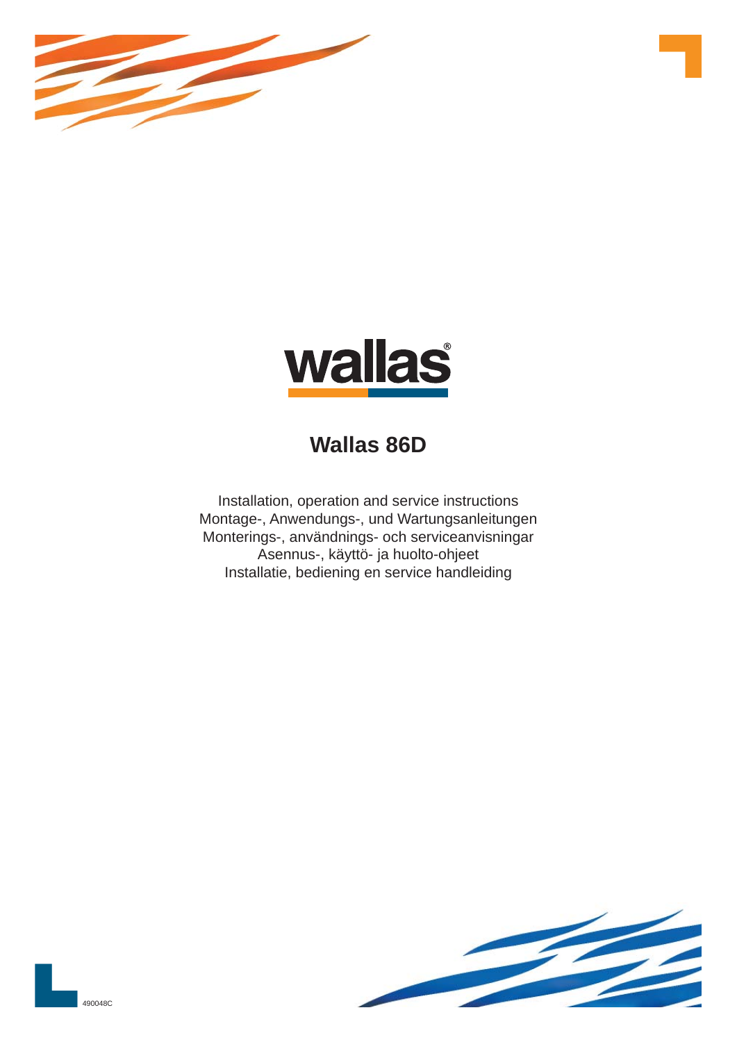wallas®

# Wallas 86D

Installation, operation and service instructions
Montage-, Anwendungs-, und Wartungsanleitungen
Monterings-, användnings- och serviceanvisningar
Asennus-, käyttö- ja huolto-ohjeet
Installatie, bediening en service handleiding

490048C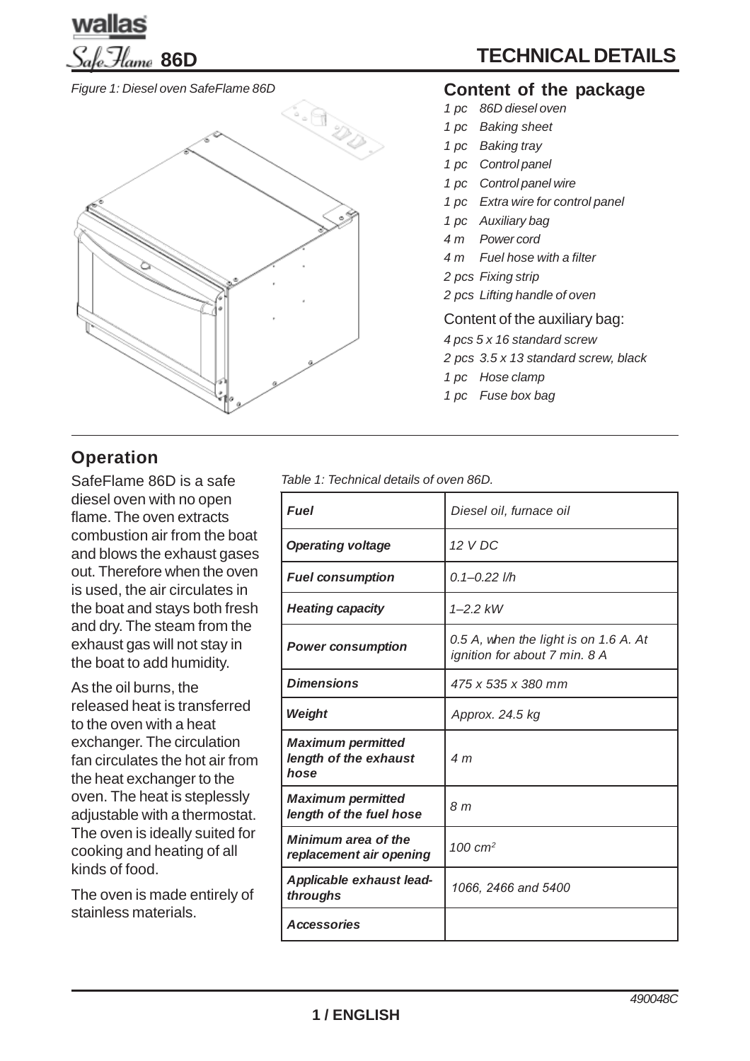# SafeFlame 86D

## TECHNICAL DETAILS

*Figure 1: Diesel oven SafeFlame 86D*

### Content of the package

- *1 pc 86D diesel oven*
- *1 pc Baking sheet*
- *1 pc Baking tray*
- *1 pc Control panel*
- *1 pc Control panel wire*
- *1 pc Extra wire for control panel*
- *1 pc Auxiliary bag*
- *4 m Power cord*
- *4 m Fuel hose with a filter*
- *2 pcs Fixing strip*
- *2 pcs Lifting handle of oven*

Content of the auxiliary bag:

- *4 pcs 5 x 16 standard screw*
- *2 pcs 3.5 x 13 standard screw, black*
- *1 pc Hose clamp*
- *1 pc Fuse box bag*

## Operation

SafeFlame 86D is a safe diesel oven with no open flame. The oven extracts combustion air from the boat and blows the exhaust gases out. Therefore when the oven is used, the air circulates in the boat and stays both fresh and dry. The steam from the exhaust gas will not stay in the boat to add humidity.

As the oil burns, the released heat is transferred to the oven with a heat exchanger. The circulation fan circulates the hot air from the heat exchanger to the oven. The heat is steplessly adjustable with a thermostat. The oven is ideally suited for cooking and heating of all kinds of food.

The oven is made entirely of stainless materials.

*Table 1: Technical details of oven 86D.*

| | |
|---|---|
| ***Fuel*** | *Diesel oil, furnace oil* |
| ***Operating voltage*** | *12 V DC* |
| ***Fuel consumption*** | *0.1–0.22 l/h* |
| ***Heating capacity*** | *1–2.2 kW* |
| ***Power consumption*** | *0.5 A, when the light is on 1.6 A. At ignition for about 7 min. 8 A* |
| ***Dimensions*** | *475 x 535 x 380 mm* |
| ***Weight*** | *Approx. 24.5 kg* |
| ***Maximum permitted length of the exhaust hose*** | *4 m* |
| ***Maximum permitted length of the fuel hose*** | *8 m* |
| ***Minimum area of the replacement air opening*** | *100 $cm^2$* |
| ***Applicable exhaust lead-throughs*** | *1066, 2466 and 5400* |
| ***Accessories*** | |

490048C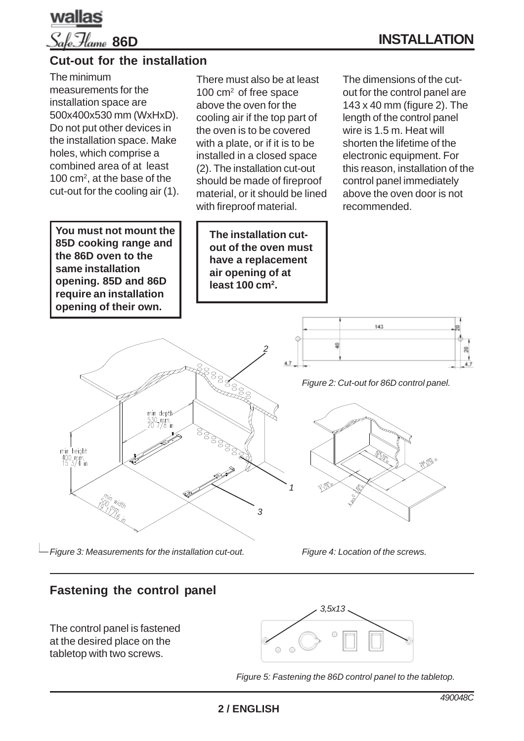## Cut-out for the installation

The minimum measurements for the installation space are 500x400x530 mm (WxHxD). Do not put other devices in the installation space. Make holes, which comprise a combined area of at least 100 $cm^2$, at the base of the cut-out for the cooling air (1).

There must also be at least 100 $cm^2$ of free space above the oven for the cooling air if the top part of the oven is to be covered with a plate, or if it is to be installed in a closed space (2). The installation cut-out should be made of fireproof material, or it should be lined with fireproof material.

The dimensions of the cut-out for the control panel are 143 x 40 mm (figure 2). The length of the control panel wire is 1.5 m. Heat will shorten the lifetime of the electronic equipment. For this reason, installation of the control panel immediately above the oven door is not recommended.

**You must not mount the 85D cooking range and the 86D oven to the same installation opening. 85D and 86D require an installation opening of their own.**

**The installation cut-out of the oven must have a replacement air opening of at least 100 $cm^2$.**

*Figure 2: Cut-out for 86D control panel.*

*Figure 3: Measurements for the installation cut-out.*

*Figure 4: Location of the screws.*

## Fastening the control panel

The control panel is fastened at the desired place on the tabletop with two screws.

*Figure 5: Fastening the 86D control panel to the tabletop.*

490048C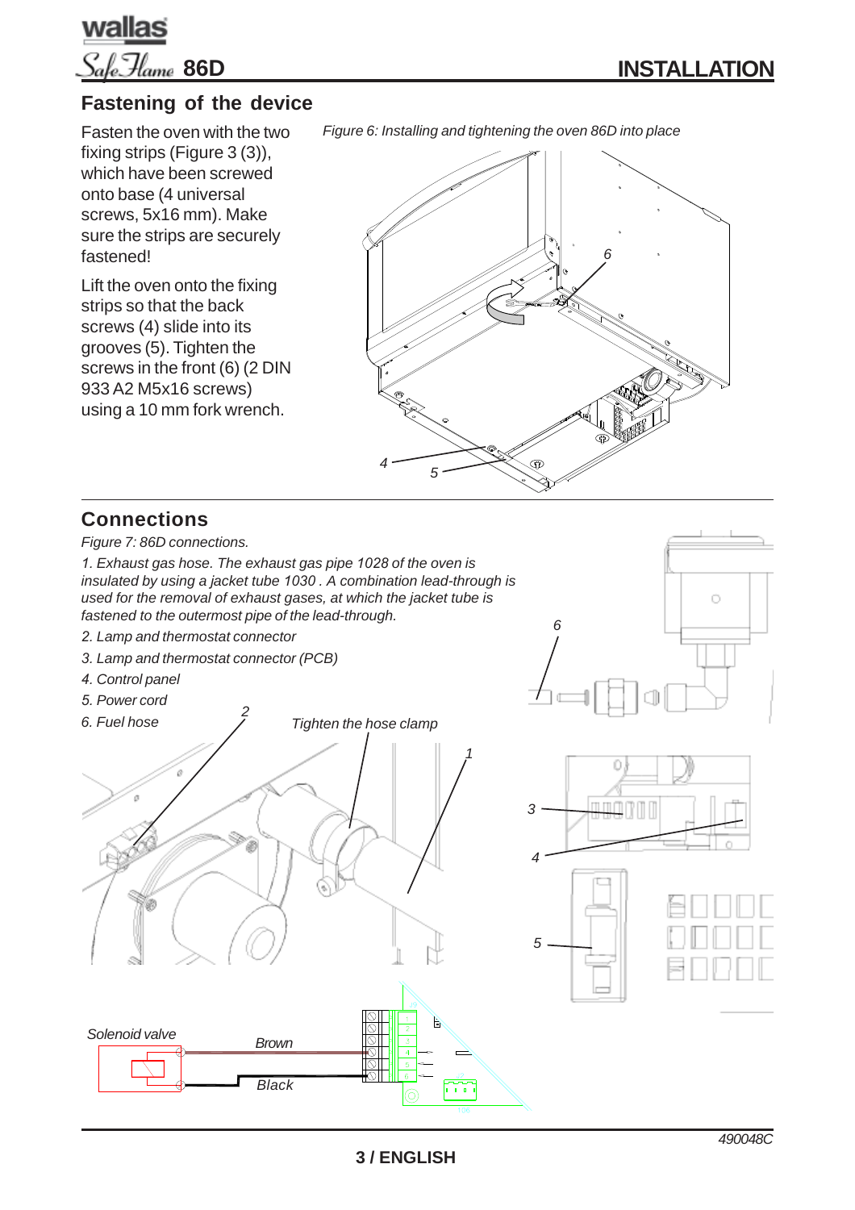## Fastening of the device

Fasten the oven with the two fixing strips (Figure 3 (3)), which have been screwed onto base (4 universal screws, 5x16 mm). Make sure the strips are securely fastened!

Lift the oven onto the fixing strips so that the back screws (4) slide into its grooves (5). Tighten the screws in the front (6) (2 DIN 933 A2 M5x16 screws) using a 10 mm fork wrench.

*Figure 6: Installing and tightening the oven 86D into place*

## Connections

*Figure 7: 86D connections.*

*1. Exhaust gas hose. The exhaust gas pipe 1028 of the oven is insulated by using a jacket tube 1030 . A combination lead-through is used for the removal of exhaust gases, at which the jacket tube is fastened to the outermost pipe of the lead-through.*

*2. Lamp and thermostat connector*

*3. Lamp and thermostat connector (PCB)*

*4. Control panel*

*5. Power cord*

*6. Fuel hose*

*Tighten the hose clamp*

*Solenoid valve*

*Brown*

*Black*

*490048C*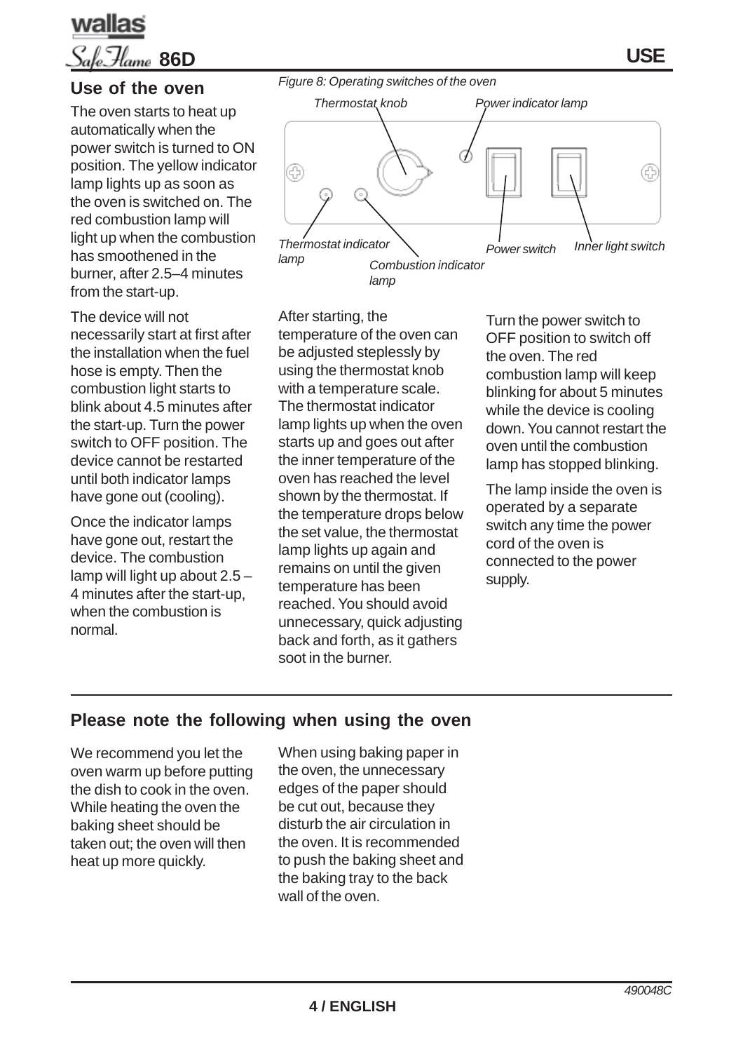## Use of the oven

The oven starts to heat up automatically when the power switch is turned to ON position. The yellow indicator lamp lights up as soon as the oven is switched on. The red combustion lamp will light up when the combustion has smoothened in the burner, after 2.5–4 minutes from the start-up.

The device will not necessarily start at first after the installation when the fuel hose is empty. Then the combustion light starts to blink about 4.5 minutes after the start-up. Turn the power switch to OFF position. The device cannot be restarted until both indicator lamps have gone out (cooling).

Once the indicator lamps have gone out, restart the device. The combustion lamp will light up about 2.5 – 4 minutes after the start-up, when the combustion is normal.

*Figure 8: Operating switches of the oven*

*Thermostat knob*, *Power indicator lamp*, *Thermostat indicator lamp*, *Combustion indicator lamp*, *Power switch*, *Inner light switch*

After starting, the temperature of the oven can be adjusted steplessly by using the thermostat knob with a temperature scale. The thermostat indicator lamp lights up when the oven starts up and goes out after the inner temperature of the oven has reached the level shown by the thermostat. If the temperature drops below the set value, the thermostat lamp lights up again and remains on until the given temperature has been reached. You should avoid unnecessary, quick adjusting back and forth, as it gathers soot in the burner.

Turn the power switch to OFF position to switch off the oven. The red combustion lamp will keep blinking for about 5 minutes while the device is cooling down. You cannot restart the oven until the combustion lamp has stopped blinking.

The lamp inside the oven is operated by a separate switch any time the power cord of the oven is connected to the power supply.

## Please note the following when using the oven

We recommend you let the oven warm up before putting the dish to cook in the oven. While heating the oven the baking sheet should be taken out; the oven will then heat up more quickly.

When using baking paper in the oven, the unnecessary edges of the paper should be cut out, because they disturb the air circulation in the oven. It is recommended to push the baking sheet and the baking tray to the back wall of the oven.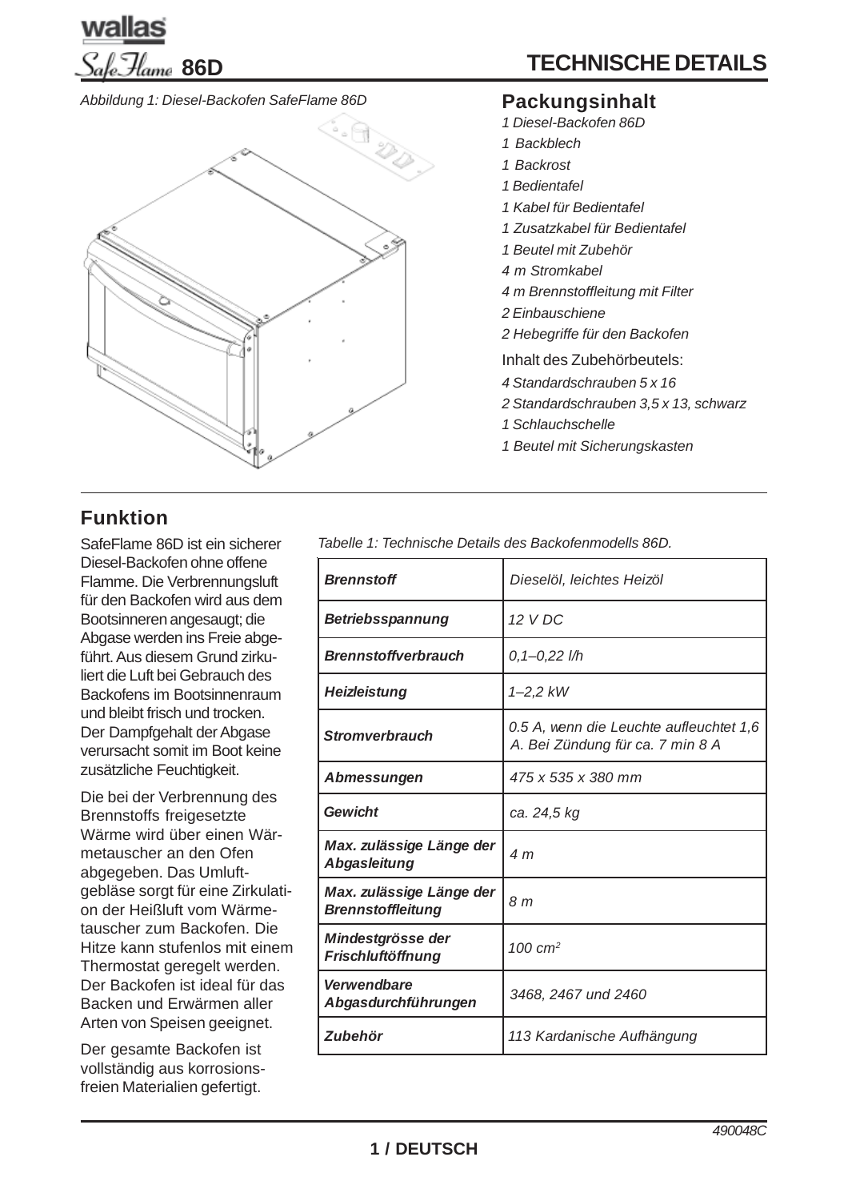# TECHNISCHE DETAILS

*Abbildung 1: Diesel-Backofen SafeFlame 86D*

## Packungsinhalt

*1 Diesel-Backofen 86D*
*1 Backblech*
*1 Backrost*
*1 Bedientafel*
*1 Kabel für Bedientafel*
*1 Zusatzkabel für Bedientafel*
*1 Beutel mit Zubehör*
*4 m Stromkabel*
*4 m Brennstoffleitung mit Filter*
*2 Einbauschiene*
*2 Hebegriffe für den Backofen*

Inhalt des Zubehörbeutels:

*4 Standardschrauben 5 x 16*
*2 Standardschrauben 3,5 x 13, schwarz*
*1 Schlauchschelle*
*1 Beutel mit Sicherungskasten*

## Funktion

SafeFlame 86D ist ein sicherer Diesel-Backofen ohne offene Flamme. Die Verbrennungsluft für den Backofen wird aus dem Bootsinneren angesaugt; die Abgase werden ins Freie abgeführt. Aus diesem Grund zirkuliert die Luft bei Gebrauch des Backofens im Bootsinnenraum und bleibt frisch und trocken. Der Dampfgehalt der Abgase verursacht somit im Boot keine zusätzliche Feuchtigkeit.

Die bei der Verbrennung des Brennstoffs freigesetzte Wärme wird über einen Wärmetauscher an den Ofen abgegeben. Das Umluftgebläse sorgt für eine Zirkulation der Heißluft vom Wärmetauscher zum Backofen. Die Hitze kann stufenlos mit einem Thermostat geregelt werden. Der Backofen ist ideal für das Backen und Erwärmen aller Arten von Speisen geeignet.

Der gesamte Backofen ist vollständig aus korrosionsfreien Materialien gefertigt.

*Tabelle 1: Technische Details des Backofenmodells 86D.*

| | |
|---|---|
| ***Brennstoff*** | *Dieselöl, leichtes Heizöl* |
| ***Betriebsspannung*** | *12 V DC* |
| ***Brennstoffverbrauch*** | *0,1–0,22 l/h* |
| ***Heizleistung*** | *1–2,2 kW* |
| ***Stromverbrauch*** | *0.5 A, wenn die Leuchte aufleuchtet 1,6 A. Bei Zündung für ca. 7 min 8 A* |
| ***Abmessungen*** | *475 x 535 x 380 mm* |
| ***Gewicht*** | *ca. 24,5 kg* |
| ***Max. zulässige Länge der Abgasleitung*** | *4 m* |
| ***Max. zulässige Länge der Brennstoffleitung*** | *8 m* |
| ***Mindestgrösse der Frischluftöffnung*** | *100 cm²* |
| ***Verwendbare Abgasdurchführungen*** | *3468, 2467 und 2460* |
| ***Zubehör*** | *113 Kardanische Aufhängung* |

490048C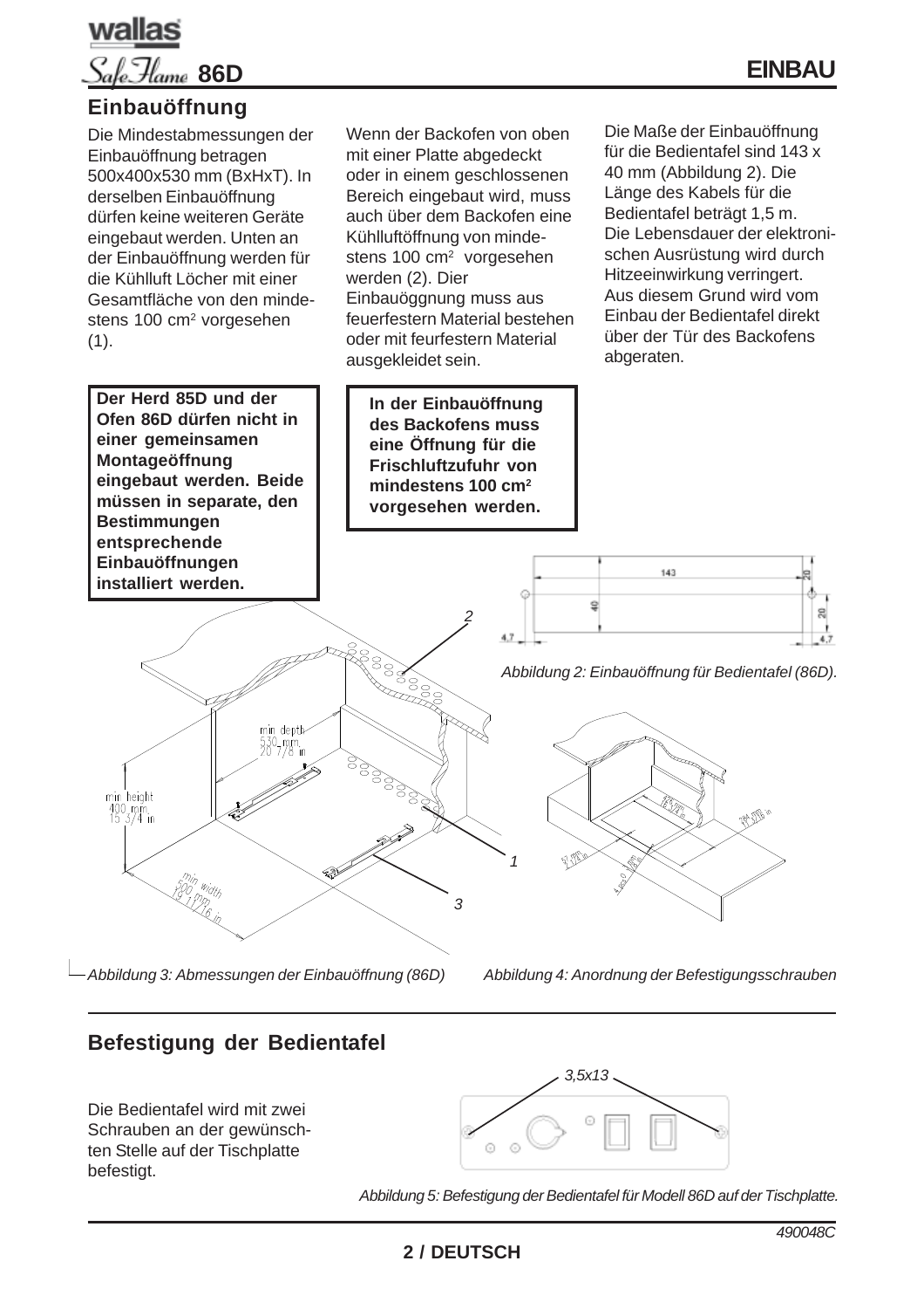## EINBAU

### Einbauöffnung

Die Mindestabmessungen der Einbauöffnung betragen 500x400x530 mm (BxHxT). In derselben Einbauöffnung dürfen keine weiteren Geräte eingebaut werden. Unten an der Einbauöffnung werden für die Kühlluft Löcher mit einer Gesamtfläche von den mindestens 100 cm² vorgesehen (1).

**Der Herd 85D und der Ofen 86D dürfen nicht in einer gemeinsamen Montageöffnung eingebaut werden. Beide müssen in separate, den Bestimmungen entsprechende Einbauöffnungen installiert werden.**

Wenn der Backofen von oben mit einer Platte abgedeckt oder in einem geschlossenen Bereich eingebaut wird, muss auch über dem Backofen eine Kühlluftöffnung von mindestens 100 cm² vorgesehen werden (2). Dier Einbauöggnung muss aus feuerfestern Material bestehen oder mit feurfestern Material ausgekleidet sein.

**In der Einbauöffnung des Backofens muss eine Öffnung für die Frischluftzufuhr von mindestens 100 cm² vorgesehen werden.**

Die Maße der Einbauöffnung für die Bedientafel sind 143 x 40 mm (Abbildung 2). Die Länge des Kabels für die Bedientafel beträgt 1,5 m. Die Lebensdauer der elektronischen Ausrüstung wird durch Hitzeeinwirkung verringert. Aus diesem Grund wird vom Einbau der Bedientafel direkt über der Tür des Backofens abgeraten.

*Abbildung 2: Einbauöffnung für Bedientafel (86D).*

*Abbildung 3: Abmessungen der Einbauöffnung (86D)*

*Abbildung 4: Anordnung der Befestigungsschrauben*

### Befestigung der Bedientafel

Die Bedientafel wird mit zwei Schrauben an der gewünschten Stelle auf der Tischplatte befestigt.

*Abbildung 5: Befestigung der Bedientafel für Modell 86D auf der Tischplatte.*

490048C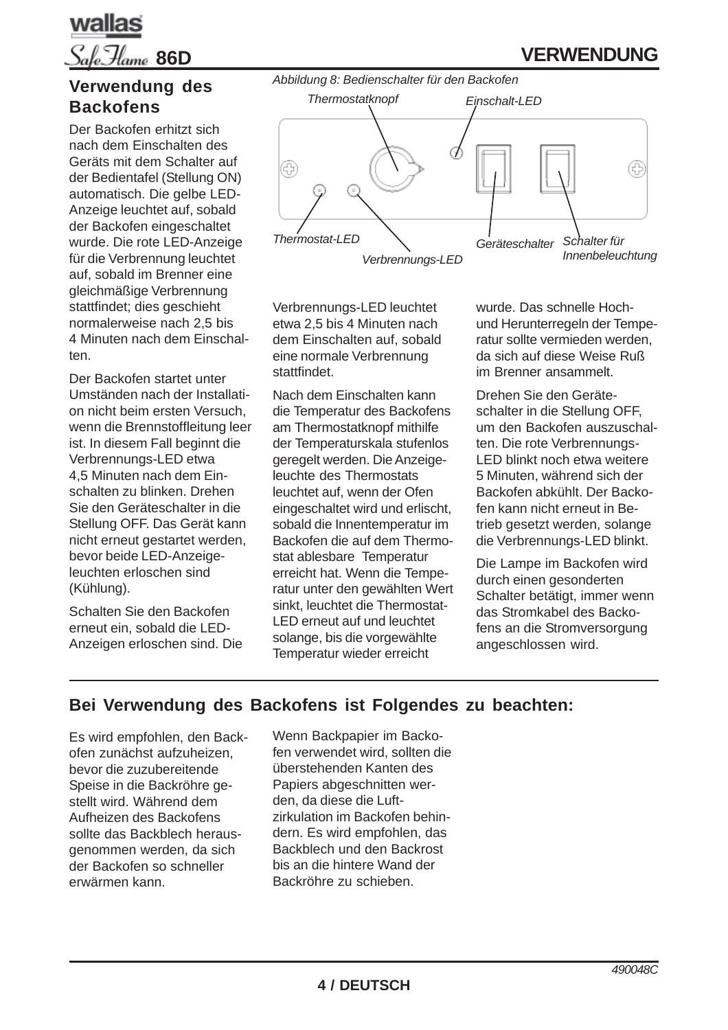## Verwendung des Backofens

Der Backofen erhitzt sich nach dem Einschalten des Geräts mit dem Schalter auf der Bedientafel (Stellung ON) automatisch. Die gelbe LED-Anzeige leuchtet auf, sobald der Backofen eingeschaltet wurde. Die rote LED-Anzeige für die Verbrennung leuchtet auf, sobald im Brenner eine gleichmäßige Verbrennung stattfindet; dies geschieht normalerweise nach 2,5 bis 4 Minuten nach dem Einschalten.

Der Backofen startet unter Umständen nach der Installation nicht beim ersten Versuch, wenn die Brennstoffleitung leer ist. In diesem Fall beginnt die Verbrennungs-LED etwa 4,5 Minuten nach dem Einschalten zu blinken. Drehen Sie den Geräteschalter in die Stellung OFF. Das Gerät kann nicht erneut gestartet werden, bevor beide LED-Anzeigeleuchten erloschen sind (Kühlung).

Schalten Sie den Backofen erneut ein, sobald die LED-Anzeigen erloschen sind. Die Verbrennungs-LED leuchtet etwa 2,5 bis 4 Minuten nach dem Einschalten auf, sobald eine normale Verbrennung stattfindet.

*Abbildung 8: Bedienschalter für den Backofen*

*Thermostatknopf* — *Einschalt-LED* — *Thermostat-LED* — *Verbrennungs-LED* — *Geräteschalter* — *Schalter für Innenbeleuchtung*

Nach dem Einschalten kann die Temperatur des Backofens am Thermostatknopf mithilfe der Temperaturskala stufenlos geregelt werden. Die Anzeigeleuchte des Thermostats leuchtet auf, wenn der Ofen eingeschaltet wird und erlischt, sobald die Innentemperatur im Backofen die auf dem Thermostat ablesbare Temperatur erreicht hat. Wenn die Temperatur unter den gewählten Wert sinkt, leuchtet die Thermostat-LED erneut auf und leuchtet solange, bis die vorgewählte Temperatur wieder erreicht wurde. Das schnelle Hoch- und Herunterregeln der Temperatur sollte vermieden werden, da sich auf diese Weise Ruß im Brenner ansammelt.

Drehen Sie den Geräteschalter in die Stellung OFF, um den Backofen auszuschalten. Die rote Verbrennungs-LED blinkt noch etwa weitere 5 Minuten, während sich der Backofen abkühlt. Der Backofen kann nicht erneut in Betrieb gesetzt werden, solange die Verbrennungs-LED blinkt.

Die Lampe im Backofen wird durch einen gesonderten Schalter betätigt, immer wenn das Stromkabel des Backofens an die Stromversorgung angeschlossen wird.

## Bei Verwendung des Backofens ist Folgendes zu beachten:

Es wird empfohlen, den Backofen zunächst aufzuheizen, bevor die zuzubereitende Speise in die Backröhre gestellt wird. Während dem Aufheizen des Backofens sollte das Backblech herausgenommen werden, da sich der Backofen so schneller erwärmen kann.

Wenn Backpapier im Backofen verwendet wird, sollten die überstehenden Kanten des Papiers abgeschnitten werden, da diese die Luftzirkulation im Backofen behindern. Es wird empfohlen, das Backblech und den Backrost bis an die hintere Wand der Backröhre zu schieben.

490048C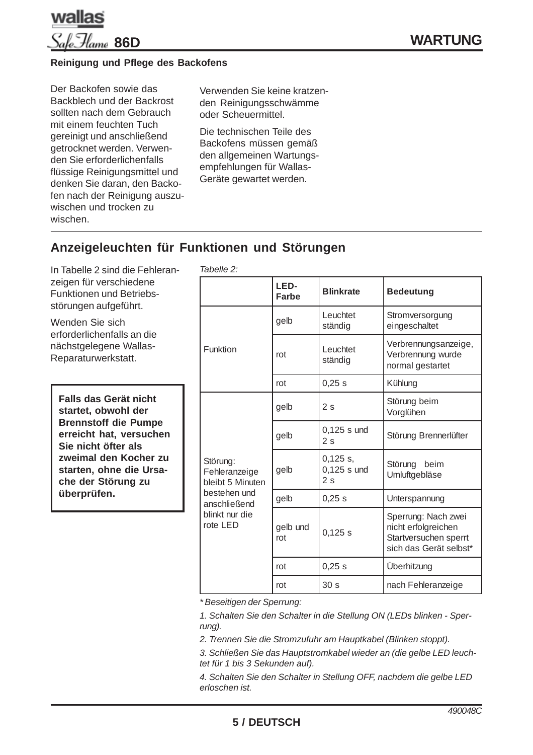## Reinigung und Pflege des Backofens

Der Backofen sowie das Backblech und der Backrost sollten nach dem Gebrauch mit einem feuchten Tuch gereinigt und anschließend getrocknet werden. Verwenden Sie erforderlichenfalls flüssige Reinigungsmittel und denken Sie daran, den Backofen nach der Reinigung auszuwischen und trocken zu wischen.

Verwenden Sie keine kratzenden Reinigungsschwämme oder Scheuermittel.

Die technischen Teile des Backofens müssen gemäß den allgemeinen Wartungsempfehlungen für Wallas-Geräte gewartet werden.

## Anzeigeleuchten für Funktionen und Störungen

In Tabelle 2 sind die Fehleranzeigen für verschiedene Funktionen und Betriebsstörungen aufgeführt.

Wenden Sie sich erforderlichenfalls an die nächstgelegene Wallas-Reparaturwerkstatt.

**Falls das Gerät nicht startet, obwohl der Brennstoff die Pumpe erreicht hat, versuchen Sie nicht öfter als zweimal den Kocher zu starten, ohne die Ursache der Störung zu überprüfen.**

*Tabelle 2:*

| | LED-Farbe | Blinkrate | Bedeutung |
|---|---|---|---|
| Funktion | gelb | Leuchtet ständig | Stromversorgung eingeschaltet |
| | rot | Leuchtet ständig | Verbrennungsanzeige, Verbrennung wurde normal gestartet |
| | rot | 0,25 s | Kühlung |
| Störung: Fehleranzeige bleibt 5 Minuten bestehen und anschließend blinkt nur die rote LED | gelb | 2 s | Störung beim Vorglühen |
| | gelb | 0,125 s und 2 s | Störung Brennerlüfter |
| | gelb | 0,125 s, 0,125 s und 2 s | Störung beim Umluftgebläse |
| | gelb | 0,25 s | Unterspannung |
| | gelb und rot | 0,125 s | Sperrung: Nach zwei nicht erfolgreichen Startversuchen sperrt sich das Gerät selbst* |
| | rot | 0,25 s | Überhitzung |
| | rot | 30 s | nach Fehleranzeige |

*\* Beseitigen der Sperrung:*

*1. Schalten Sie den Schalter in die Stellung ON (LEDs blinken - Sperrung).*

*2. Trennen Sie die Stromzufuhr am Hauptkabel (Blinken stoppt).*

*3. Schließen Sie das Hauptstromkabel wieder an (die gelbe LED leuchtet für 1 bis 3 Sekunden auf).*

*4. Schalten Sie den Schalter in Stellung OFF, nachdem die gelbe LED erloschen ist.*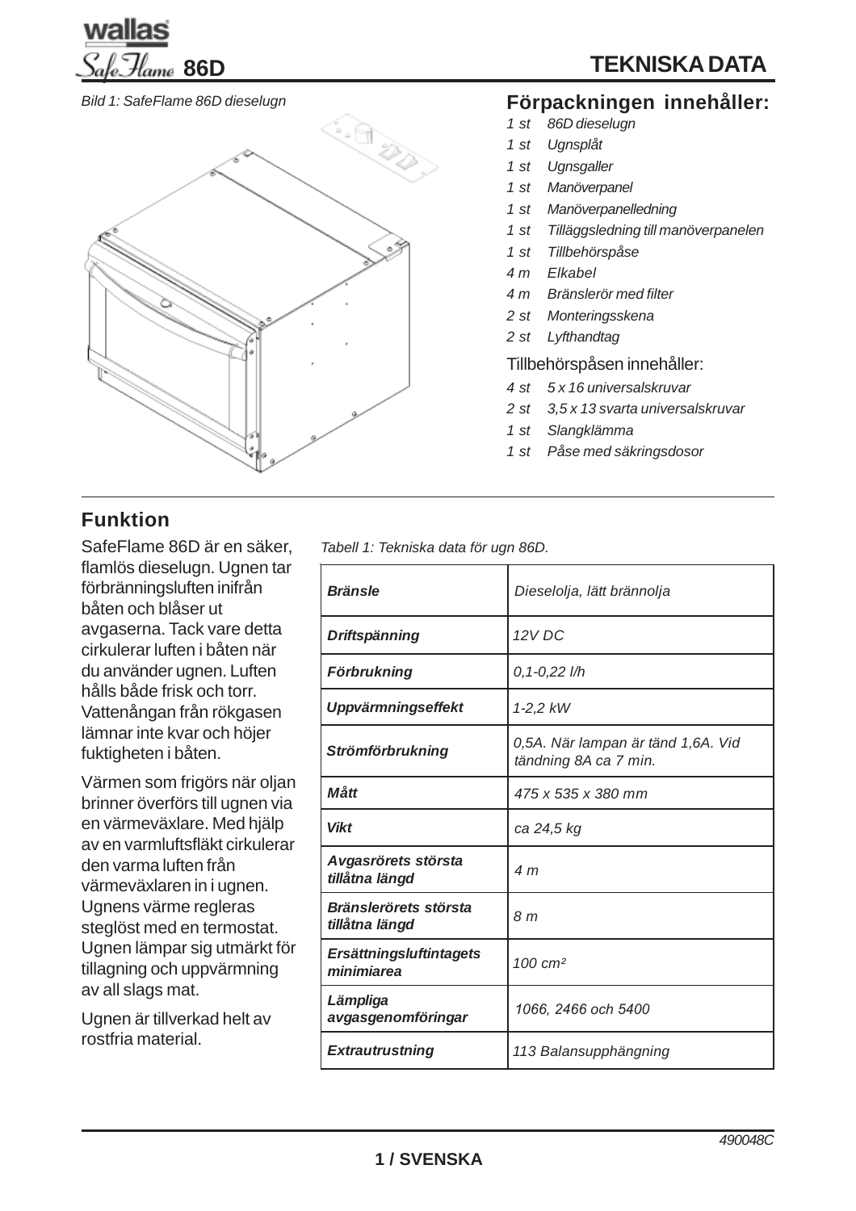# TEKNISKA DATA

*Bild 1: SafeFlame 86D dieselugn*

## Förpackningen innehåller:

- *1 st 86D dieselugn*
- *1 st Ugnsplåt*
- *1 st Ugnsgaller*
- *1 st Manöverpanel*
- *1 st Manöverpanelledning*
- *1 st Tilläggsledning till manöverpanelen*
- *1 st Tillbehörspåse*
- *4 m Elkabel*
- *4 m Bränslerör med filter*
- *2 st Monteringsskena*
- *2 st Lyfthandtag*

Tillbehörspåsen innehåller:

- *4 st 5 x 16 universalskruvar*
- *2 st 3,5 x 13 svarta universalskruvar*
- *1 st Slangklämma*
- *1 st Påse med säkringsdosor*

## Funktion

SafeFlame 86D är en säker, flamlös dieselugn. Ugnen tar förbränningsluften inifrån båten och blåser ut avgaserna. Tack vare detta cirkulerar luften i båten när du använder ugnen. Luften hålls både frisk och torr. Vattenångan från rökgasen lämnar inte kvar och höjer fuktigheten i båten.

Värmen som frigörs när oljan brinner överförs till ugnen via en värmeväxlare. Med hjälp av en varmluftsfläkt cirkulerar den varma luften från värmeväxlaren in i ugnen. Ugnens värme regleras steglöst med en termostat. Ugnen lämpar sig utmärkt för tillagning och uppvärmning av all slags mat.

Ugnen är tillverkad helt av rostfria material.

*Tabell 1: Tekniska data för ugn 86D.*

| | |
|---|---|
| ***Bränsle*** | *Dieselolja, lätt brännolja* |
| ***Driftspänning*** | *12V DC* |
| ***Förbrukning*** | *0,1-0,22 l/h* |
| ***Uppvärmningseffekt*** | *1-2,2 kW* |
| ***Strömförbrukning*** | *0,5A. När lampan är tänd 1,6A. Vid tändning 8A ca 7 min.* |
| ***Mått*** | *475 x 535 x 380 mm* |
| ***Vikt*** | *ca 24,5 kg* |
| ***Avgasrörets största tillåtna längd*** | *4 m* |
| ***Bränslerörets största tillåtna längd*** | *8 m* |
| ***Ersättningsluftintagets minimiarea*** | *100 cm²* |
| ***Lämpliga avgasgenomföringar*** | *1066, 2466 och 5400* |
| ***Extrautrustning*** | *113 Balansupphängning* |

*490048C*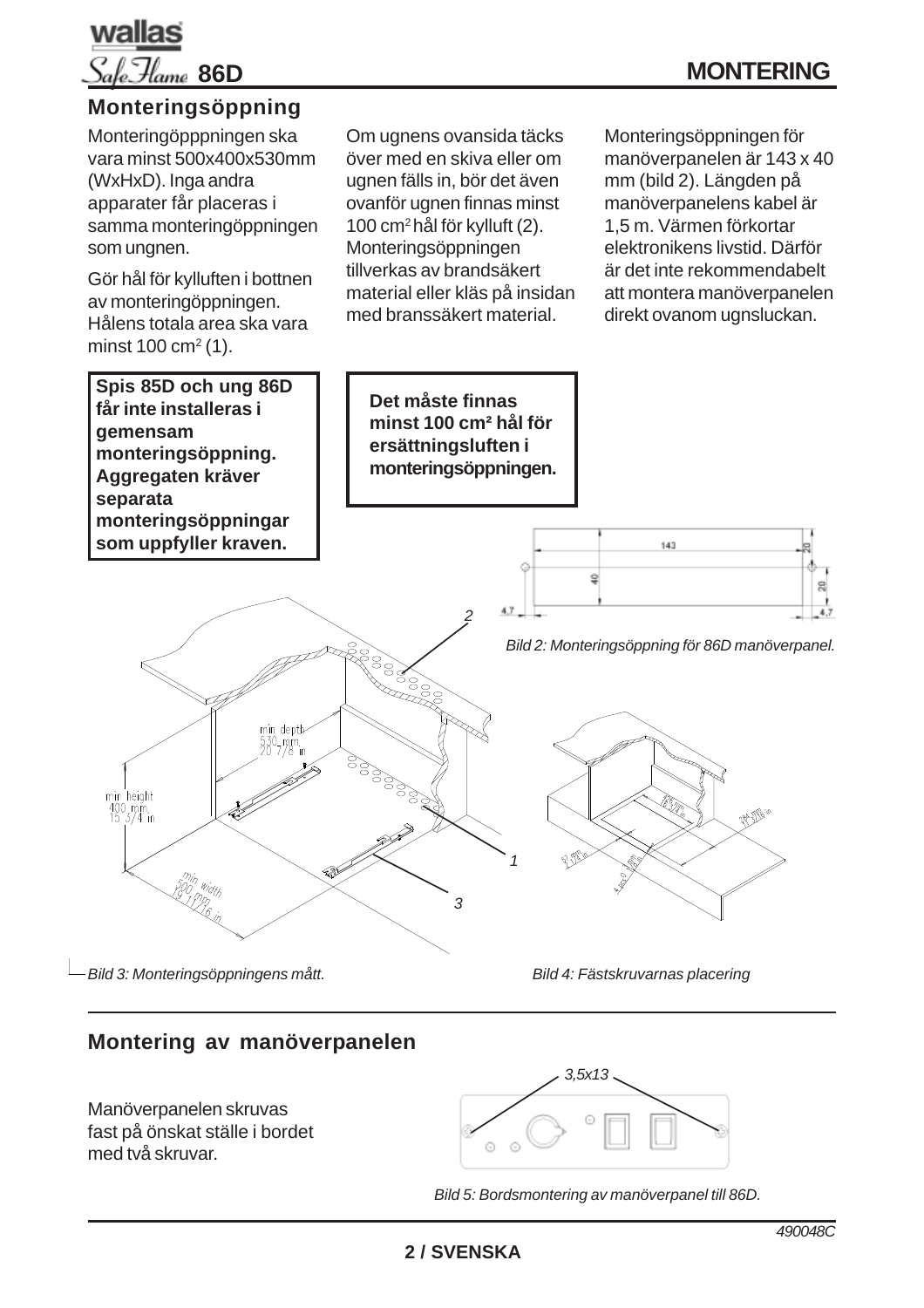## Monteringsöppning

Monteringöpppningen ska vara minst 500x400x530mm (WxHxD). Inga andra apparater får placeras i samma monteringöppningen som ugnen.

Gör hål för kylluften i bottnen av monteringöppningen. Hålens totala area ska vara minst 100 cm² (1).

**Spis 85D och ung 86D får inte installeras i gemensam monteringsöppning. Aggregaten kräver separata monteringsöppningar som uppfyller kraven.**

Om ugnens ovansida täcks över med en skiva eller om ugnen fälls in, bör det även ovanför ugnen finnas minst 100 cm² hål för kylluft (2). Monteringsöppningen tillverkas av brandsäkert material eller kläs på insidan med branssäkert material.

**Det måste finnas minst 100 cm² hål för ersättningsluften i monteringsöppningen.**

Monteringsöppningen för manöverpanelen är 143 x 40 mm (bild 2). Längden på manöverpanelens kabel är 1,5 m. Värmen förkortar elektronikens livstid. Därför är det inte rekommendabelt att montera manöverpanelen direkt ovanom ugnsluckan.

*Bild 2: Monteringsöppning för 86D manöverpanel.*

*Bild 3: Monteringsöppningens mått.*

*Bild 4: Fästskruvarnas placering*

## Montering av manöverpanelen

Manöverpanelen skruvas fast på önskat ställe i bordet med två skruvar.

*Bild 5: Bordsmontering av manöverpanel till 86D.*

490048C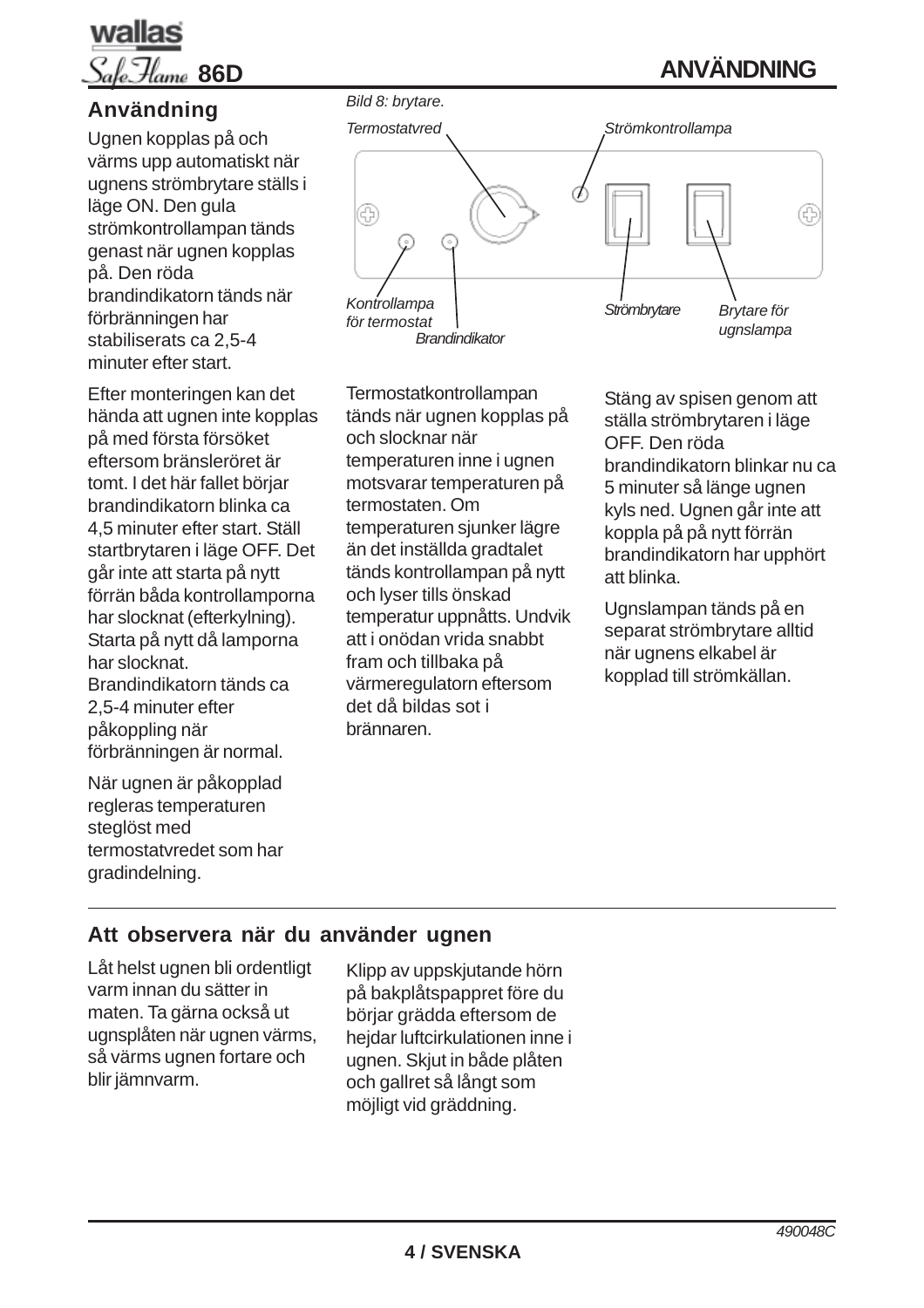## Användning

Ugnen kopplas på och värms upp automatiskt när ugnens strömbrytare ställs i läge ON. Den gula strömkontrollampan tänds genast när ugnen kopplas på. Den röda brandindikatorn tänds när förbränningen har stabiliserats ca 2,5-4 minuter efter start.

Efter monteringen kan det hända att ugnen inte kopplas på med första försöket eftersom bränsleröret är tomt. I det här fallet börjar brandindikatorn blinka ca 4,5 minuter efter start. Ställ startbrytaren i läge OFF. Det går inte att starta på nytt förrän båda kontrollamporna har slocknat (efterkylning). Starta på nytt då lamporna har slocknat. Brandindikatorn tänds ca 2,5-4 minuter efter påkoppling när förbränningen är normal.

När ugnen är påkopplad regleras temperaturen steglöst med termostatvredet som har gradindelning.

*Bild 8: brytare.*

*Termostatvred* · *Strömkontrollampa* · *Kontrollampa för termostat* · *Brandindikator* · *Strömbrytare* · *Brytare för ugnslampa*

Termostatkontrollampan tänds när ugnen kopplas på och slocknar när temperaturen inne i ugnen motsvarar temperaturen på termostaten. Om temperaturen sjunker lägre än det inställda gradtalet tänds kontrollampan på nytt och lyser tills önskad temperatur uppnåtts. Undvik att i onödan vrida snabbt fram och tillbaka på värmeregulatorn eftersom det då bildas sot i brännaren.

Stäng av spisen genom att ställa strömbrytaren i läge OFF. Den röda brandindikatorn blinkar nu ca 5 minuter så länge ugnen kyls ned. Ugnen går inte att koppla på på nytt förrän brandindikatorn har upphört att blinka.

Ugnslampan tänds på en separat strömbrytare alltid när ugnens elkabel är kopplad till strömkällan.

## Att observera när du använder ugnen

Låt helst ugnen bli ordentligt varm innan du sätter in maten. Ta gärna också ut ugnsplåten när ugnen värms, så värms ugnen fortare och blir jämnvarm.

Klipp av uppskjutande hörn på bakplåtspappret före du börjar grädda eftersom de hejdar luftcirkulationen inne i ugnen. Skjut in både plåten och gallret så långt som möjligt vid gräddning.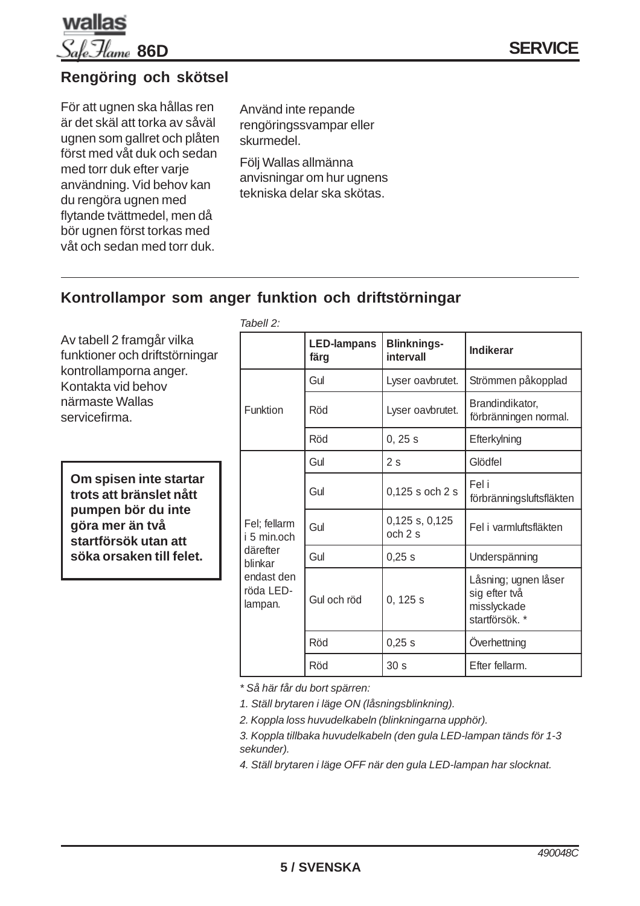## Rengöring och skötsel

För att ugnen ska hållas ren är det skäl att torka av såväl ugnen som gallret och plåten först med våt duk och sedan med torr duk efter varje användning. Vid behov kan du rengöra ugnen med flytande tvättmedel, men då bör ugnen först torkas med våt och sedan med torr duk.

Använd inte repande rengöringssvampar eller skurmedel.

Följ Wallas allmänna anvisningar om hur ugnens tekniska delar ska skötas.

## Kontrollampor som anger funktion och driftstörningar

Av tabell 2 framgår vilka funktioner och driftstörningar kontrollamporna anger. Kontakta vid behov närmaste Wallas servicefirma.

**Om spisen inte startar trots att bränslet nått pumpen bör du inte göra mer än två startförsök utan att söka orsaken till felet.**

*Tabell 2:*

| | LED-lampans färg | Blinknings-intervall | Indikerar |
|---|---|---|---|
| Funktion | Gul | Lyser oavbrutet. | Strömmen påkopplad |
| | Röd | Lyser oavbrutet. | Brandindikator, förbränningen normal. |
| | Röd | 0, 25 s | Efterkylning |
| Fel; fellarm i 5 min.och därefter blinkar endast den röda LED-lampan. | Gul | 2 s | Glödfel |
| | Gul | 0,125 s och 2 s | Fel i förbränningsluftsfläkten |
| | Gul | 0,125 s, 0,125 och 2 s | Fel i varmluftsfläkten |
| | Gul | 0,25 s | Underspänning |
| | Gul och röd | 0, 125 s | Låsning; ugnen låser sig efter två misslyckade startförsök. * |
| | Röd | 0,25 s | Överhettning |
| | Röd | 30 s | Efter fellarm. |

*\* Så här får du bort spärren:*

*1. Ställ brytaren i läge ON (låsningsblinkning).*

*2. Koppla loss huvudelkabeln (blinkningarna upphör).*

*3. Koppla tillbaka huvudelkabeln (den gula LED-lampan tänds för 1-3 sekunder).*

*4. Ställ brytaren i läge OFF när den gula LED-lampan har slocknat.*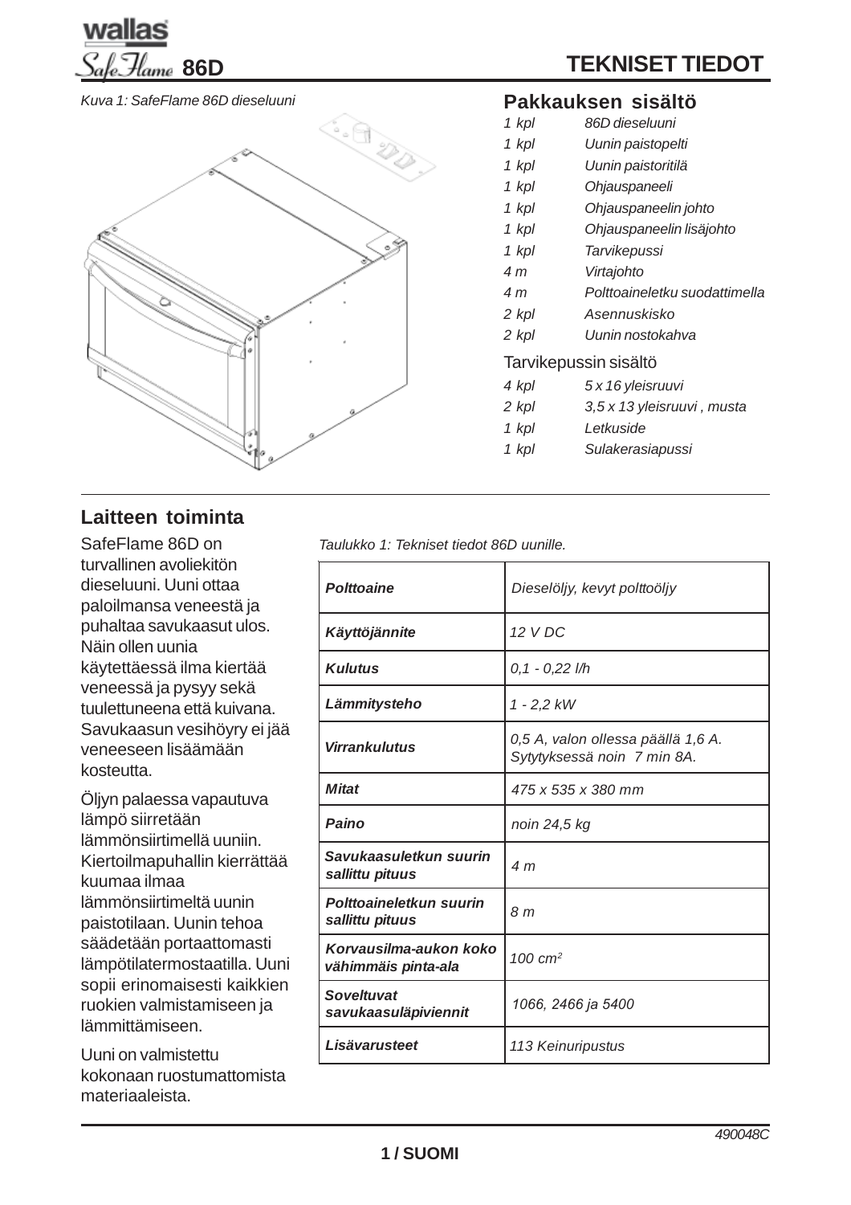# TEKNISET TIEDOT

Kuva 1: SafeFlame 86D dieseluuni

## Pakkauksen sisältö

| | |
|---|---|
| *1 kpl* | *86D dieseluuni* |
| *1 kpl* | *Uunin paistopelti* |
| *1 kpl* | *Uunin paistoritilä* |
| *1 kpl* | *Ohjauspaneeli* |
| *1 kpl* | *Ohjauspaneelin johto* |
| *1 kpl* | *Ohjauspaneelin lisäjohto* |
| *1 kpl* | *Tarvikepussi* |
| *4 m* | *Virtajohto* |
| *4 m* | *Polttoaineletku suodattimella* |
| *2 kpl* | *Asennuskisko* |
| *2 kpl* | *Uunin nostokahva* |

Tarvikepussin sisältö

| | |
|---|---|
| *4 kpl* | *5 x 16 yleisruuvi* |
| *2 kpl* | *3,5 x 13 yleisruuvi , musta* |
| *1 kpl* | *Letkuside* |
| *1 kpl* | *Sulakerasiapussi* |

## Laitteen toiminta

SafeFlame 86D on turvallinen avoliekitön dieseluuni. Uuni ottaa paloilmansa veneestä ja puhaltaa savukaasut ulos. Näin ollen uunia käytettäessä ilma kiertää veneessä ja pysyy sekä tuulettuneena että kuivana. Savukaasun vesihöyry ei jää veneeseen lisäämään kosteutta.

Öljyn palaessa vapautuva lämpö siirretään lämmönsiirtimellä uuniin. Kiertoilmapuhallin kierrättää kuumaa ilmaa lämmönsiirtimeltä uunin paistotilaan. Uunin tehoa säädetään portaattomasti lämpötilatermostaatilla. Uuni sopii erinomaisesti kaikkien ruokien valmistamiseen ja lämmittämiseen.

Uuni on valmistettu kokonaan ruostumattomista materiaaleista.

*Taulukko 1: Tekniset tiedot 86D uunille.*

| | |
|---|---|
| **Polttoaine** | *Dieselöljy, kevyt polttoöljy* |
| **Käyttöjännite** | *12 V DC* |
| **Kulutus** | *0,1 - 0,22 l/h* |
| **Lämmitysteho** | *1 - 2,2 kW* |
| **Virrankulutus** | *0,5 A, valon ollessa päällä 1,6 A. Sytytyksessä noin 7 min 8A.* |
| **Mitat** | *475 x 535 x 380 mm* |
| **Paino** | *noin 24,5 kg* |
| **Savukaasuletkun suurin sallittu pituus** | *4 m* |
| **Polttoaineletkun suurin sallittu pituus** | *8 m* |
| **Korvausilma-aukon koko vähimmäis pinta-ala** | *100 cm²* |
| **Soveltuvat savukaasuläpiviennit** | *1066, 2466 ja 5400* |
| **Lisävarusteet** | *113 Keinuripustus* |

*490048C*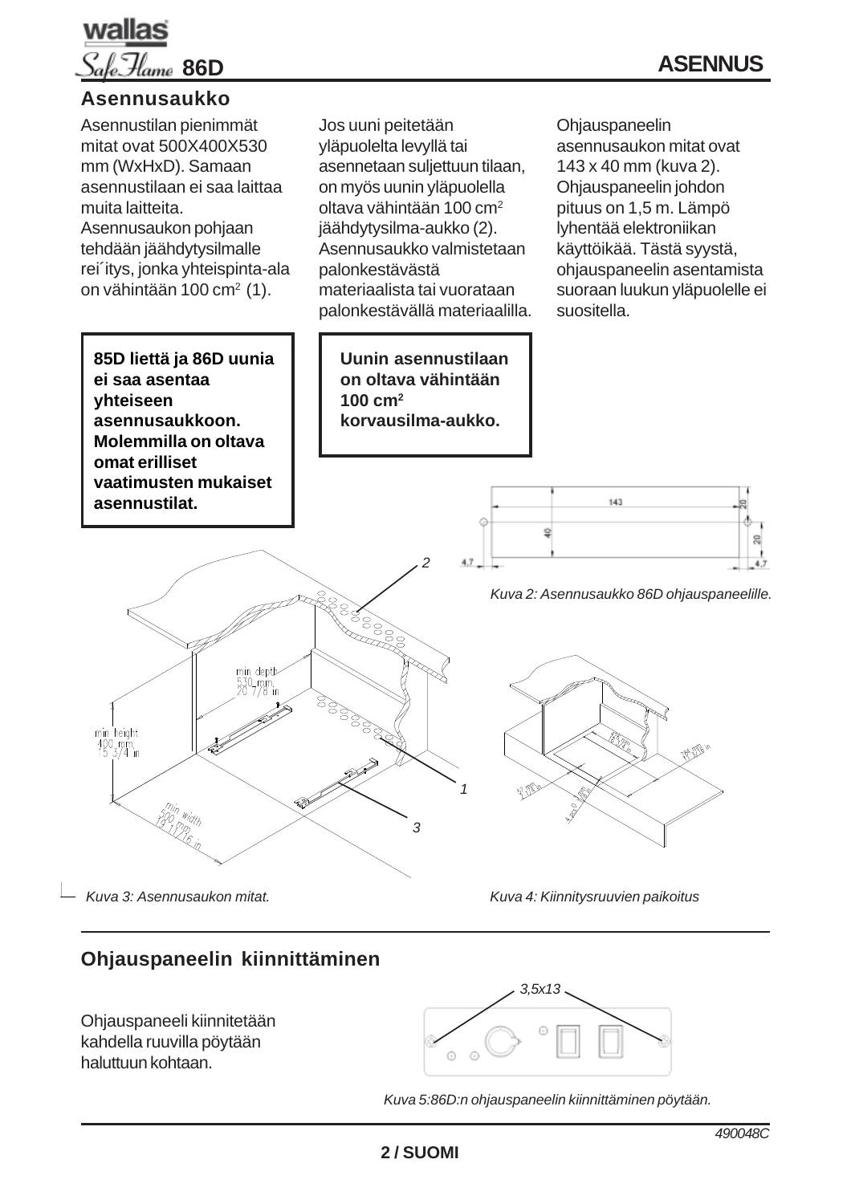## Asennusaukko

Asennustilan pienimmät mitat ovat 500X400X530 mm (WxHxD). Samaan asennustilaan ei saa laittaa muita laitteita.
Asennusaukon pohjaan tehdään jäähdytysilmalle rei´itys, jonka yhteispinta-ala on vähintään 100 cm$^2$ (1).

Jos uuni peitetään yläpuolelta levyllä tai asennetaan suljettuun tilaan, on myös uunin yläpuolella oltava vähintään 100 cm$^2$ jäähdytysilma-aukko (2). Asennusaukko valmistetaan palonkestävästä materiaalista tai vuorataan palonkestävällä materiaalilla.

Ohjauspaneelin asennusaukon mitat ovat 143 x 40 mm (kuva 2). Ohjauspaneelin johdon pituus on 1,5 m. Lämpö lyhentää elektroniikan käyttöikää. Tästä syystä, ohjauspaneelin asentamista suoraan luukun yläpuolelle ei suositella.

**85D liettä ja 86D uunia ei saa asentaa yhteiseen asennusaukkoon. Molemmilla on oltava omat erilliset vaatimusten mukaiset asennustilat.**

**Uunin asennustilaan on oltava vähintään 100 cm$^2$ korvausilma-aukko.**

*Kuva 2: Asennusaukko 86D ohjauspaneelille.*

*Kuva 3: Asennusaukon mitat.*

*Kuva 4: Kiinnitysruuvien paikoitus*

## Ohjauspaneelin kiinnittäminen

Ohjauspaneeli kiinnitetään kahdella ruuvilla pöytään haluttuun kohtaan.

*Kuva 5:86D:n ohjauspaneelin kiinnittäminen pöytään.*

490048C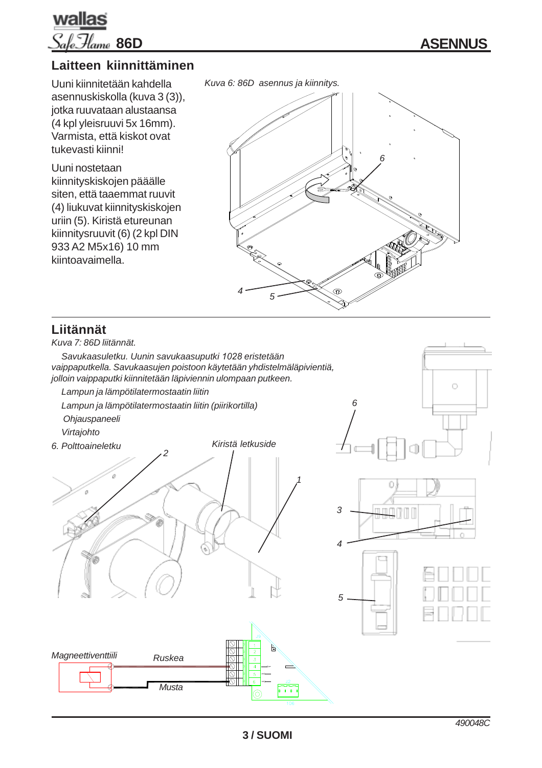## Laitteen kiinnittäminen

Uuni kiinnitetään kahdella asennuskiskolla (kuva 3 (3)), jotka ruuvataan alustaansa (4 kpl yleisruuvi 5x 16mm). Varmista, että kiskot ovat tukevasti kiinni!

Uuni nostetaan kiinnityskiskojen pääälle siten, että taaemmat ruuvit (4) liukuvat kiinnityskiskojen uriin (5). Kiristä etureunan kiinnitysruuvit (6) (2 kpl DIN 933 A2 M5x16) 10 mm kiintoavaimella.

*Kuva 6: 86D asennus ja kiinnitys.*

## Liitännät

*Kuva 7: 86D liitännät.*

*Savukaasuletku. Uunin savukaasuputki 1028 eristetään vaippaputkella. Savukaasujen poistoon käytetään yhdistelmäläpivientiä, jolloin vaippaputki kiinnitetään läpiviennin ulompaan putkeen.*

*Lampun ja lämpötilatermostaatin liitin*

*Lampun ja lämpötilatermostaatin liitin (piirikortilla)*

*Ohjauspaneeli*

*Virtajohto*

*6. Polttoaineletku*

*Kiristä letkuside*

*Magneettiventtiili*

*Ruskea*

*Musta*

490048C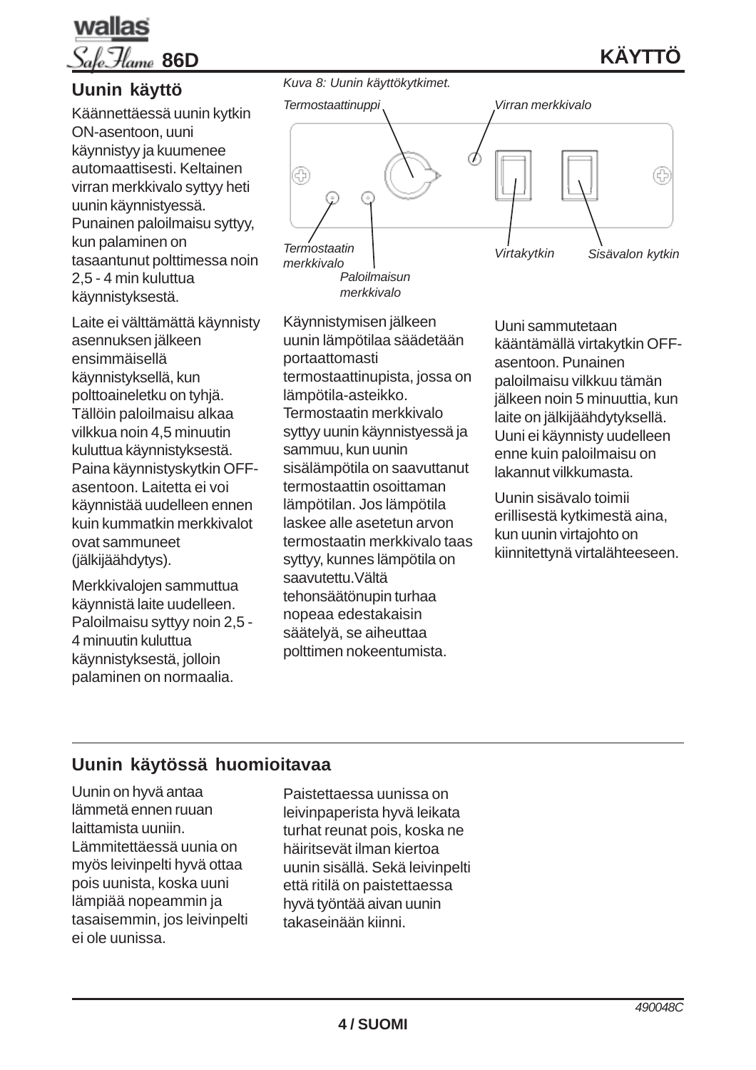## Uunin käyttö

Käännettäessä uunin kytkin ON-asentoon, uuni käynnistyy ja kuumenee automaattisesti. Keltainen virran merkkivalo syttyy heti uunin käynnistyessä. Punainen paloilmaisu syttyy, kun palaminen on tasaantunut polttimessa noin 2,5 - 4 min kuluttua käynnistyksestä.

Laite ei välttämättä käynnisty asennuksen jälkeen ensimmäisellä käynnistyksellä, kun polttoaineletku on tyhjä. Tällöin paloilmaisu alkaa vilkkua noin 4,5 minuutin kuluttua käynnistyksestä. Paina käynnistyskytkin OFF-asentoon. Laitetta ei voi käynnistää uudelleen ennen kuin kummatkin merkkivalot ovat sammuneet (jälkijäähdytys).

Merkkivalojen sammuttua käynnistä laite uudelleen. Paloilmaisu syttyy noin 2,5 - 4 minuutin kuluttua käynnistyksestä, jolloin palaminen on normaalia.

*Kuva 8: Uunin käyttökytkimet.*

*Termostaattinuppi*, *Virran merkkivalo*, *Termostaatin merkkivalo*, *Paloilmaisun merkkivalo*, *Virtakytkin*, *Sisävalon kytkin*

Käynnistymisen jälkeen uunin lämpötilaa säädetään portaattomasti termostaattinupista, jossa on lämpötila-asteikko. Termostaatin merkkivalo syttyy uunin käynnistyessä ja sammuu, kun uunin sisälämpötila on saavuttanut termostaattin osoittaman lämpötilan. Jos lämpötila laskee alle asetetun arvon termostaatin merkkivalo taas syttyy, kunnes lämpötila on saavutettu.Vältä tehonsäätönupin turhaa nopeaa edestakaisin säätelyä, se aiheuttaa polttimen nokeentumista.

Uuni sammutetaan kääntämällä virtakytkin OFF-asentoon. Punainen paloilmaisu vilkkuu tämän jälkeen noin 5 minuuttia, kun laite on jälkijäähdytyksellä. Uuni ei käynnisty uudelleen enne kuin paloilmaisu on lakannut vilkkumasta.

Uunin sisävalo toimii erillisestä kytkimestä aina, kun uunin virtajohto on kiinnitettynä virtalähteeseen.

## Uunin käytössä huomioitavaa

Uunin on hyvä antaa lämmetä ennen ruuan laittamista uuniin. Lämmitettäessä uunia on myös leivinpelti hyvä ottaa pois uunista, koska uuni lämpiää nopeammin ja tasaisemmin, jos leivinpelti ei ole uunissa.

Paistettaessa uunissa on leivinpaperista hyvä leikata turhat reunat pois, koska ne häiritsevät ilman kiertoa uunin sisällä. Sekä leivinpelti että ritilä on paistettaessa hyvä työntää aivan uunin takaseinään kiinni.

490048C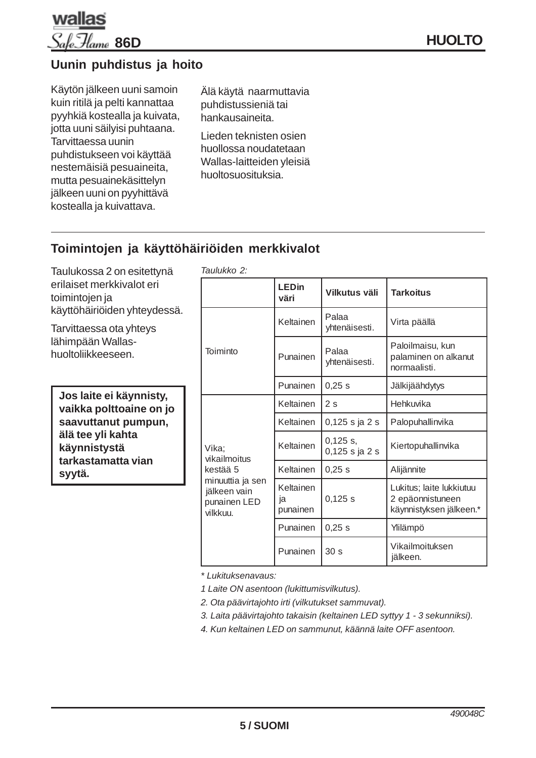## Uunin puhdistus ja hoito

Käytön jälkeen uuni samoin kuin ritilä ja pelti kannattaa pyyhkiä kostealla ja kuivata, jotta uuni säilyisi puhtaana. Tarvittaessa uunin puhdistukseen voi käyttää nestemäisiä pesuaineita, mutta pesuainekäsittelyn jälkeen uuni on pyyhittävä kostealla ja kuivattava.

Älä käytä naarmuttavia puhdistussieniä tai hankausaineita.

Lieden teknisten osien huollossa noudatetaan Wallas-laitteiden yleisiä huoltosuosituksia.

## Toimintojen ja käyttöhäiriöiden merkkivalot

Taulukossa 2 on esitettynä erilaiset merkkivalot eri toimintojen ja käyttöhäiriöiden yhteydessä.

Tarvittaessa ota yhteys lähimpään Wallas-huoltoliikkeeseen.

**Jos laite ei käynnisty, vaikka polttoaine on jo saavuttanut pumpun, älä tee yli kahta käynnistystä tarkastamatta vian syytä.**

*Taulukko 2:*

| | LEDin väri | Vilkutus väli | Tarkoitus |
|---|---|---|---|
| Toiminto | Keltainen | Palaa yhtenäisesti. | Virta päällä |
| | Punainen | Palaa yhtenäisesti. | Paloilmaisu, kun palaminen on alkanut normaalisti. |
| | Punainen | 0,25 s | Jälkijäähdytys |
| Vika; vikailmoitus kestää 5 minuuttia ja sen jälkeen vain punainen LED vilkkuu. | Keltainen | 2 s | Hehkuvika |
| | Keltainen | 0,125 s ja 2 s | Palopuhallinvika |
| | Keltainen | 0,125 s, 0,125 s ja 2 s | Kiertopuhallinvika |
| | Keltainen | 0,25 s | Alijännite |
| | Keltainen ja punainen | 0,125 s | Lukitus; laite lukkiutuu 2 epäonnistuneen käynnistyksen jälkeen.* |
| | Punainen | 0,25 s | Ylilämpö |
| | Punainen | 30 s | Vikailmoituksen jälkeen. |

*\* Lukituksenavaus:*

*1 Laite ON asentoon (lukittumisvilkutus).*

*2. Ota päävirtajohto irti (vilkutukset sammuvat).*

*3. Laita päävirtajohto takaisin (keltainen LED syttyy 1 - 3 sekunniksi).*

*4. Kun keltainen LED on sammunut, käännä laite OFF asentoon.*

490048C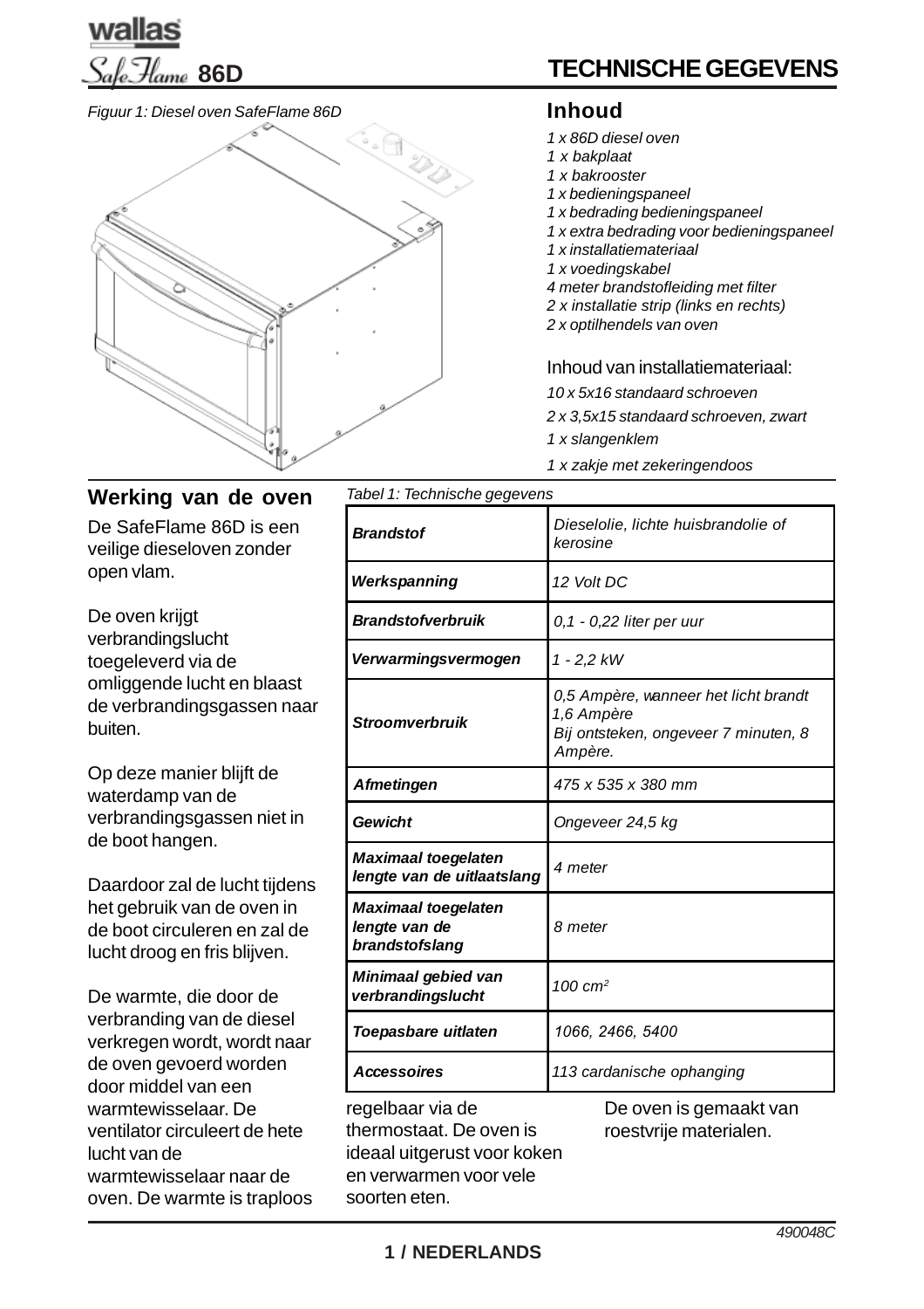# TECHNISCHE GEGEVENS

*Figuur 1: Diesel oven SafeFlame 86D*

## Inhoud

- *1 x 86D diesel oven*
- *1 x bakplaat*
- *1 x bakrooster*
- *1 x bedieningspaneel*
- *1 x bedrading bedieningspaneel*
- *1 x extra bedrading voor bedieningspaneel*
- *1 x installatiemateriaal*
- *1 x voedingskabel*
- *4 meter brandstofleiding met filter*
- *2 x installatie strip (links en rechts)*
- *2 x optilhendels van oven*

Inhoud van installatiemateriaal:

- *10 x 5x16 standaard schroeven*
- *2 x 3,5x15 standaard schroeven, zwart*
- *1 x slangenklem*
- *1 x zakje met zekeringendoos*

## Werking van de oven

De SafeFlame 86D is een veilige dieseloven zonder open vlam.

De oven krijgt verbrandingslucht toegeleverd via de omliggende lucht en blaast de verbrandingsgassen naar buiten.

Op deze manier blijft de waterdamp van de verbrandingsgassen niet in de boot hangen.

Daardoor zal de lucht tijdens het gebruik van de oven in de boot circuleren en zal de lucht droog en fris blijven.

De warmte, die door de verbranding van de diesel verkregen wordt, wordt naar de oven gevoerd worden door middel van een warmtewisselaar. De ventilator circuleert de hete lucht van de warmtewisselaar naar de oven. De warmte is traploos regelbaar via de thermostaat. De oven is ideaal uitgerust voor koken en verwarmen voor vele soorten eten.

De oven is gemaakt van roestvrije materialen.

*Tabel 1: Technische gegevens*

| | |
|---|---|
| ***Brandstof*** | *Dieselolie, lichte huisbrandolie of kerosine* |
| ***Werkspanning*** | *12 Volt DC* |
| ***Brandstofverbruik*** | *0,1 - 0,22 liter per uur* |
| ***Verwarmingsvermogen*** | *1 - 2,2 kW* |
| ***Stroomverbruik*** | *0,5 Ampère, wanneer het licht brandt 1,6 Ampère Bij ontsteken, ongeveer 7 minuten, 8 Ampère.* |
| ***Afmetingen*** | *475 x 535 x 380 mm* |
| ***Gewicht*** | *Ongeveer 24,5 kg* |
| ***Maximaal toegelaten lengte van de uitlaatslang*** | *4 meter* |
| ***Maximaal toegelaten lengte van de brandstofslang*** | *8 meter* |
| ***Minimaal gebied van verbrandingslucht*** | *100 cm²* |
| ***Toepasbare uitlaten*** | *1066, 2466, 5400* |
| ***Accessoires*** | *113 cardanische ophanging* |

*490048C*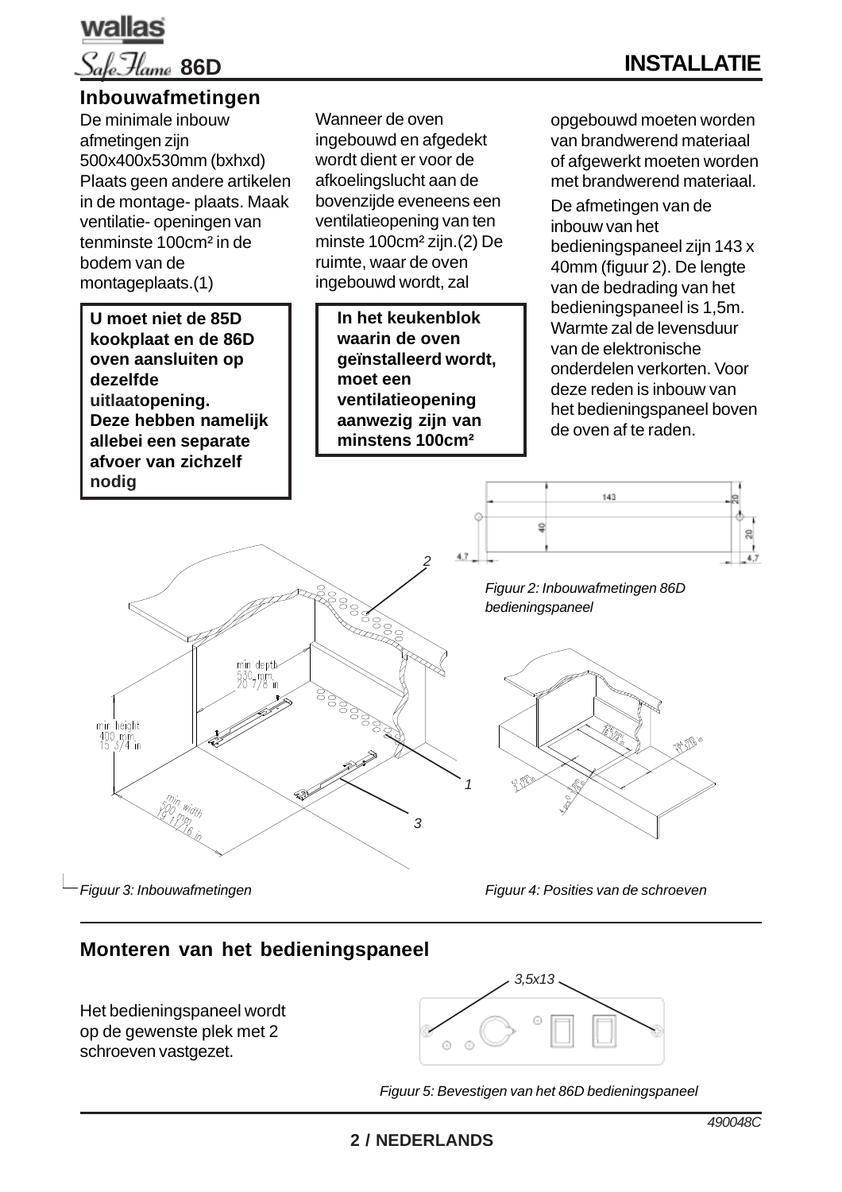# INSTALLATIE

## Inbouwafmetingen

De minimale inbouw afmetingen zijn 500x400x530mm (bxhxd) Plaats geen andere artikelen in de montage- plaats. Maak ventilatie- openingen van tenminste 100cm² in de bodem van de montageplaats.(1)

**U moet niet de 85D kookplaat en de 86D oven aansluiten op dezelfde uitlaatopening. Deze hebben namelijk allebei een separate afvoer van zichzelf nodig**

Wanneer de oven ingebouwd en afgedekt wordt dient er voor de afkoelingslucht aan de bovenzijde eveneens een ventilatieopening van ten minste 100cm² zijn.(2) De ruimte, waar de oven ingebouwd wordt, zal opgebouwd moeten worden van brandwerend materiaal of afgewerkt moeten worden met brandwerend materiaal.

**In het keukenblok waarin de oven geïnstalleerd wordt, moet een ventilatieopening aanwezig zijn van minstens 100cm²**

De afmetingen van de inbouw van het bedieningspaneel zijn 143 x 40mm (figuur 2). De lengte van de bedrading van het bedieningspaneel is 1,5m. Warmte zal de levensduur van de elektronische onderdelen verkorten. Voor deze reden is inbouw van het bedieningspaneel boven de oven af te raden.

*Figuur 2: Inbouwafmetingen 86D bedieningspaneel*

*Figuur 3: Inbouwafmetingen*

*Figuur 4: Posities van de schroeven*

## Monteren van het bedieningspaneel

Het bedieningspaneel wordt op de gewenste plek met 2 schroeven vastgezet.

*Figuur 5: Bevestigen van het 86D bedieningspaneel*

490048C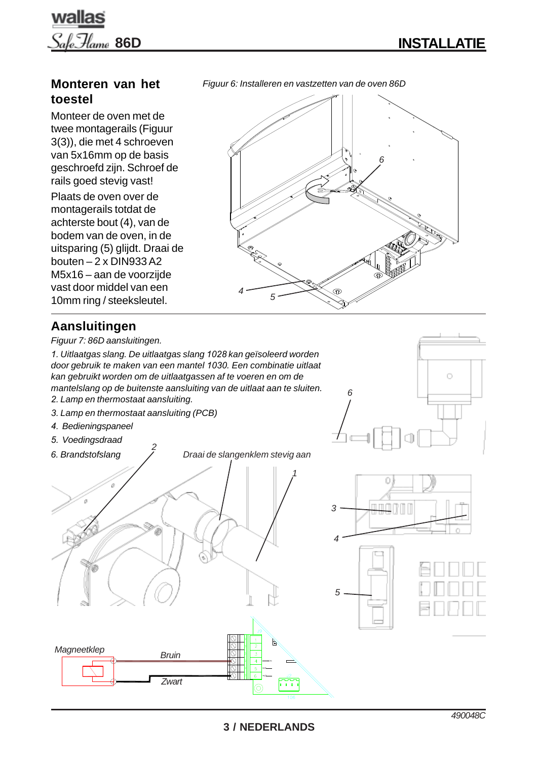## Monteren van het toestel

Monteer de oven met de twee montagerails (Figuur 3(3)), die met 4 schroeven van 5x16mm op de basis geschroefd zijn. Schroef de rails goed stevig vast!

Plaats de oven over de montagerails totdat de achterste bout (4), van de bodem van de oven, in de uitsparing (5) glijdt. Draai de bouten – 2 x DIN933 A2 M5x16 – aan de voorzijde vast door middel van een 10mm ring / steeksleutel.

*Figuur 6: Installeren en vastzetten van de oven 86D*

## Aansluitingen

*Figuur 7: 86D aansluitingen.*

*1. Uitlaatgas slang. De uitlaatgas slang 1028 kan geïsoleerd worden door gebruik te maken van een mantel 1030. Een combinatie uitlaat kan gebruikt worden om de uitlaatgassen af te voeren en om de mantelslang op de buitenste aansluiting van de uitlaat aan te sluiten.*

*2. Lamp en thermostaat aansluiting.*

*3. Lamp en thermostaat aansluiting (PCB)*

*4. Bedieningspaneel*

*5. Voedingsdraad*

*6. Brandstofslang*

*Draai de slangenklem stevig aan*

*Magneetklep* — *Bruin*, *Zwart*

490048C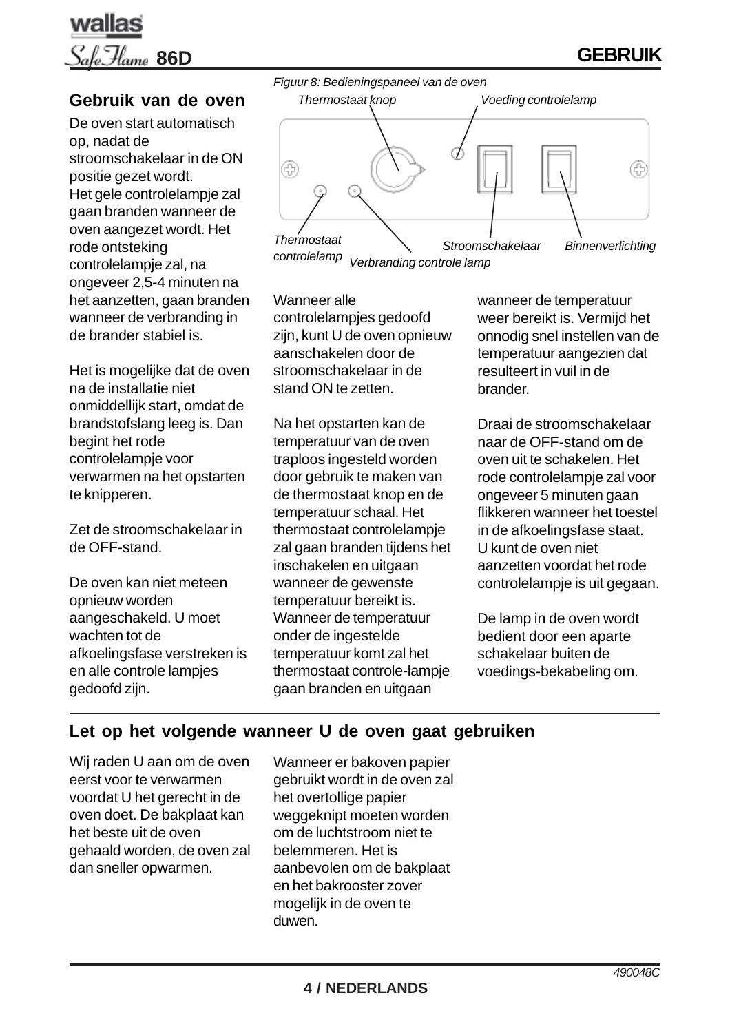## Gebruik van de oven

De oven start automatisch op, nadat de stroomschakelaar in de ON positie gezet wordt.
Het gele controlelampje zal gaan branden wanneer de oven aangezet wordt. Het rode ontsteking controlelampje zal, na ongeveer 2,5-4 minuten na het aanzetten, gaan branden wanneer de verbranding in de brander stabiel is.

Het is mogelijke dat de oven na de installatie niet onmiddellijk start, omdat de brandstofslang leeg is. Dan begint het rode controlelampje voor verwarmen na het opstarten te knipperen.

Zet de stroomschakelaar in de OFF-stand.

De oven kan niet meteen opnieuw worden aangeschakeld. U moet wachten tot de afkoelingsfase verstreken is en alle controle lampjes gedoofd zijn.

*Figuur 8: Bedieningspaneel van de oven*

*Thermostaat knop* · *Voeding controlelamp* · *Thermostaat controlelamp* · *Verbranding controle lamp* · *Stroomschakelaar* · *Binnenverlichting*

Wanneer alle controlelampjes gedoofd zijn, kunt U de oven opnieuw aanschakelen door de stroomschakelaar in de stand ON te zetten.

Na het opstarten kan de temperatuur van de oven traploos ingesteld worden door gebruik te maken van de thermostaat knop en de temperatuur schaal. Het thermostaat controlelampje zal gaan branden tijdens het inschakelen en uitgaan wanneer de gewenste temperatuur bereikt is. Wanneer de temperatuur onder de ingestelde temperatuur komt zal het thermostaat controle-lampje gaan branden en uitgaan wanneer de temperatuur weer bereikt is. Vermijd het onnodig snel instellen van de temperatuur aangezien dat resulteert in vuil in de brander.

Draai de stroomschakelaar naar de OFF-stand om de oven uit te schakelen. Het rode controlelampje zal voor ongeveer 5 minuten gaan flikkeren wanneer het toestel in de afkoelingsfase staat. U kunt de oven niet aanzetten voordat het rode controlelampje is uit gegaan.

De lamp in de oven wordt bediend door een aparte schakelaar buiten de voedings-bekabeling om.

## Let op het volgende wanneer U de oven gaat gebruiken

Wij raden U aan om de oven eerst voor te verwarmen voordat U het gerecht in de oven doet. De bakplaat kan het beste uit de oven gehaald worden, de oven zal dan sneller opwarmen.

Wanneer er bakoven papier gebruikt wordt in de oven zal het overtollige papier weggeknipt moeten worden om de luchtstroom niet te belemmeren. Het is aanbevolen om de bakplaat en het bakrooster zover mogelijk in de oven te duwen.

490048C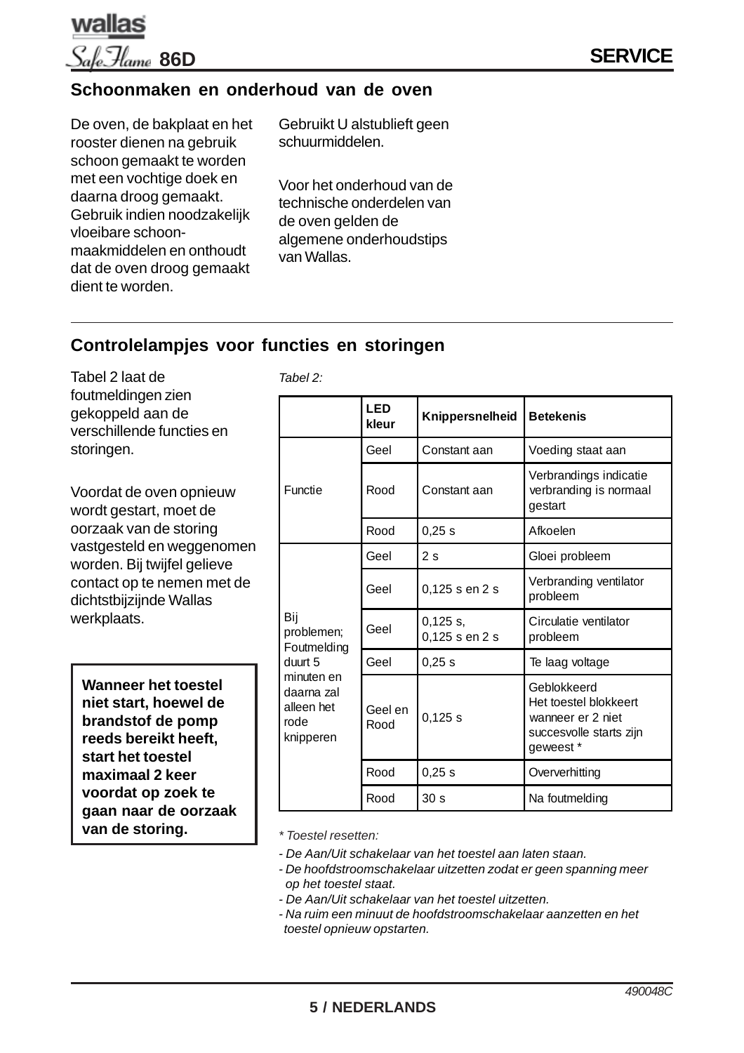## Schoonmaken en onderhoud van de oven

De oven, de bakplaat en het rooster dienen na gebruik schoon gemaakt te worden met een vochtige doek en daarna droog gemaakt. Gebruik indien noodzakelijk vloeibare schoon-maakmiddelen en onthoudt dat de oven droog gemaakt dient te worden.

Gebruikt U alstublieft geen schuurmiddelen.

Voor het onderhoud van de technische onderdelen van de oven gelden de algemene onderhoudstips van Wallas.

## Controlelampjes voor functies en storingen

Tabel 2 laat de foutmeldingen zien gekoppeld aan de verschillende functies en storingen.

Voordat de oven opnieuw wordt gestart, moet de oorzaak van de storing vastgesteld en weggenomen worden. Bij twijfel gelieve contact op te nemen met de dichtstbijzijnde Wallas werkplaats.

**Wanneer het toestel niet start, hoewel de brandstof de pomp reeds bereikt heeft, start het toestel maximaal 2 keer voordat op zoek te gaan naar de oorzaak van de storing.**

*Tabel 2:*

| | LED kleur | Knippersnelheid | Betekenis |
|---|---|---|---|
| Functie | Geel | Constant aan | Voeding staat aan |
| | Rood | Constant aan | Verbrandings indicatie verbranding is normaal gestart |
| | Rood | 0,25 s | Afkoelen |
| Bij problemen; Foutmelding duurt 5 minuten en daarna zal alleen het rode knipperen | Geel | 2 s | Gloei probleem |
| | Geel | 0,125 s en 2 s | Verbranding ventilator probleem |
| | Geel | 0,125 s, 0,125 s en 2 s | Circulatie ventilator probleem |
| | Geel | 0,25 s | Te laag voltage |
| | Geel en Rood | 0,125 s | Geblokkeerd Het toestel blokkeert wanneer er 2 niet succesvolle starts zijn geweest * |
| | Rood | 0,25 s | Oververhitting |
| | Rood | 30 s | Na foutmelding |

*\* Toestel resetten:*

- *De Aan/Uit schakelaar van het toestel aan laten staan.*
- *De hoofdstroomschakelaar uitzetten zodat er geen spanning meer op het toestel staat.*
- *De Aan/Uit schakelaar van het toestel uitzetten.*
- *Na ruim een minuut de hoofdstroomschakelaar aanzetten en het toestel opnieuw opstarten.*

*490048C*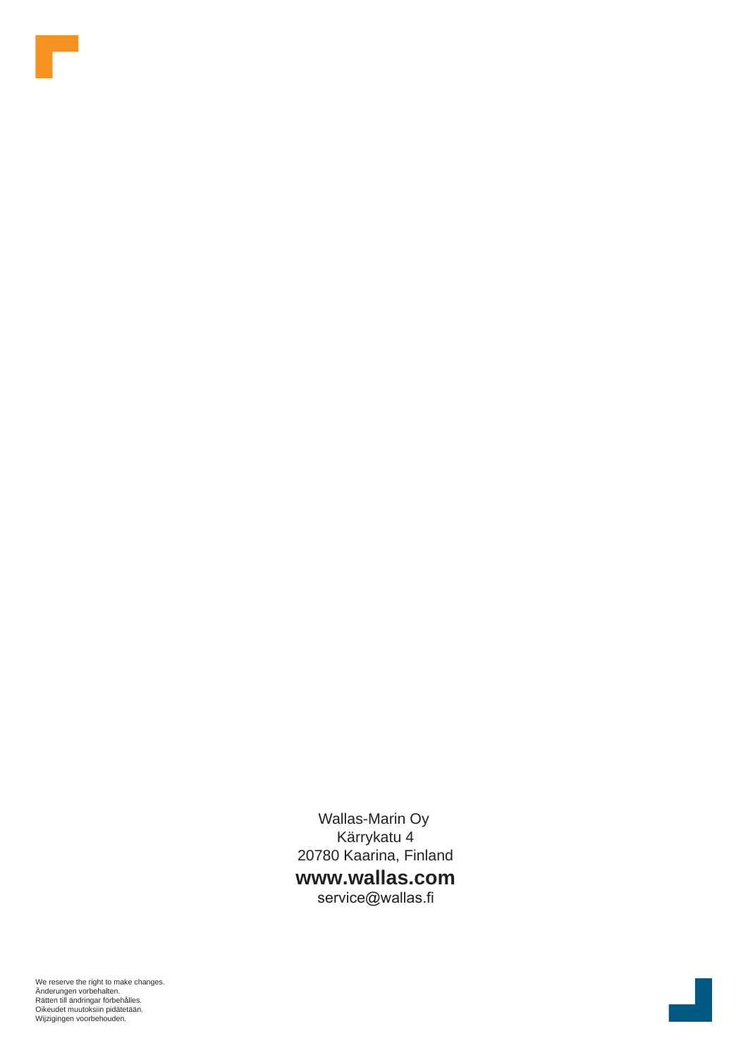Wallas-Marin Oy
Kärrykatu 4
20780 Kaarina, Finland

**www.wallas.com**

service@wallas.fi

We reserve the right to make changes.
Änderungen vorbehalten.
Rätten till ändringar förbehålles.
Oikeudet muutoksiin pidätetään.
Wijzigingen voorbehouden.